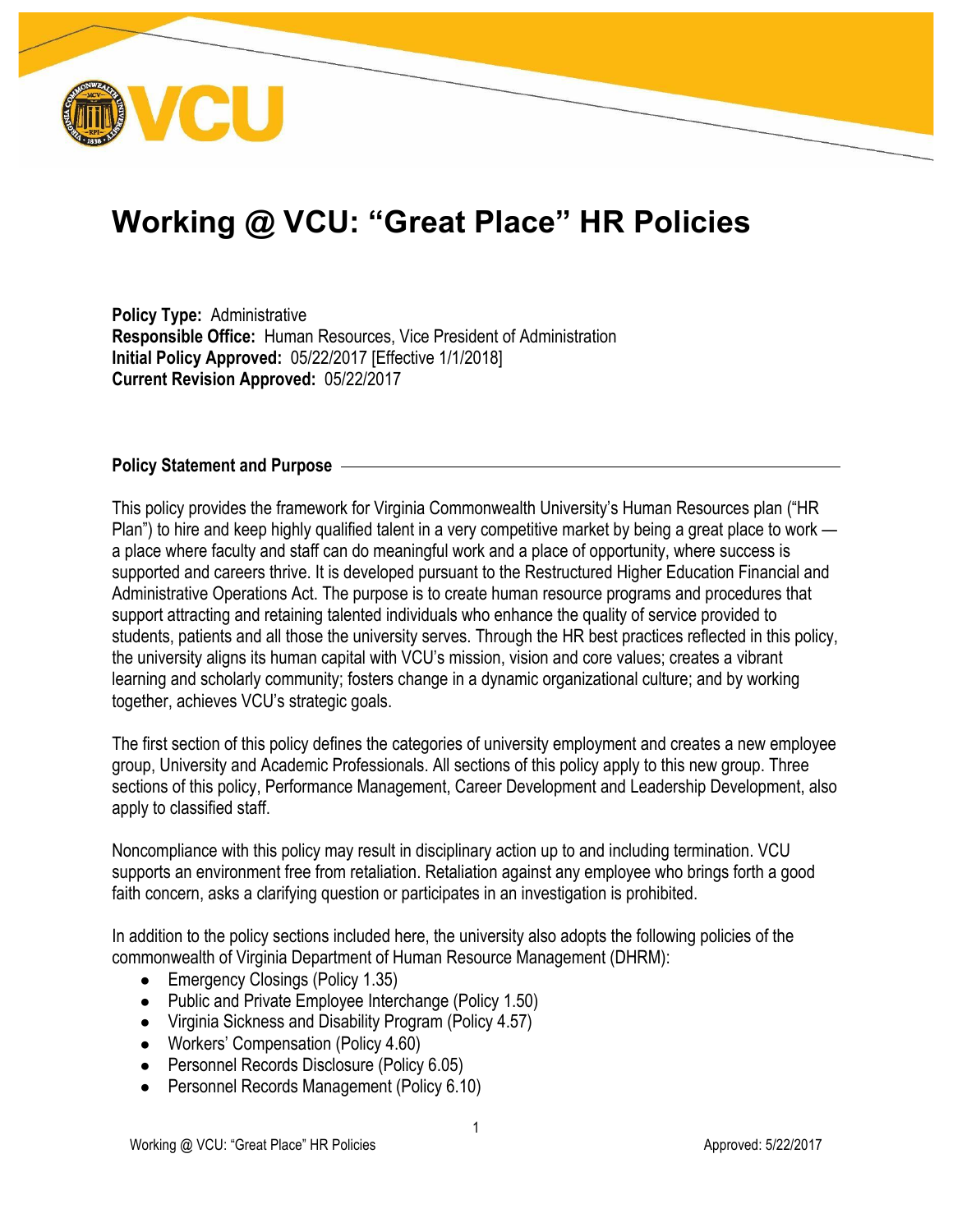# Working @ VCU: "Great Place" HR Policies

**Policy Type:** Administrative
**Responsible Office:** Human Resources, Vice President of Administration
**Initial Policy Approved:** 05/22/2017 [Effective 1/1/2018]
**Current Revision Approved:** 05/22/2017

## Policy Statement and Purpose

This policy provides the framework for Virginia Commonwealth University's Human Resources plan ("HR Plan") to hire and keep highly qualified talent in a very competitive market by being a great place to work — a place where faculty and staff can do meaningful work and a place of opportunity, where success is supported and careers thrive. It is developed pursuant to the Restructured Higher Education Financial and Administrative Operations Act. The purpose is to create human resource programs and procedures that support attracting and retaining talented individuals who enhance the quality of service provided to students, patients and all those the university serves. Through the HR best practices reflected in this policy, the university aligns its human capital with VCU's mission, vision and core values; creates a vibrant learning and scholarly community; fosters change in a dynamic organizational culture; and by working together, achieves VCU's strategic goals.

The first section of this policy defines the categories of university employment and creates a new employee group, University and Academic Professionals. All sections of this policy apply to this new group. Three sections of this policy, Performance Management, Career Development and Leadership Development, also apply to classified staff.

Noncompliance with this policy may result in disciplinary action up to and including termination. VCU supports an environment free from retaliation. Retaliation against any employee who brings forth a good faith concern, asks a clarifying question or participates in an investigation is prohibited.

In addition to the policy sections included here, the university also adopts the following policies of the commonwealth of Virginia Department of Human Resource Management (DHRM):

- Emergency Closings (Policy 1.35)
- Public and Private Employee Interchange (Policy 1.50)
- Virginia Sickness and Disability Program (Policy 4.57)
- Workers' Compensation (Policy 4.60)
- Personnel Records Disclosure (Policy 6.05)
- Personnel Records Management (Policy 6.10)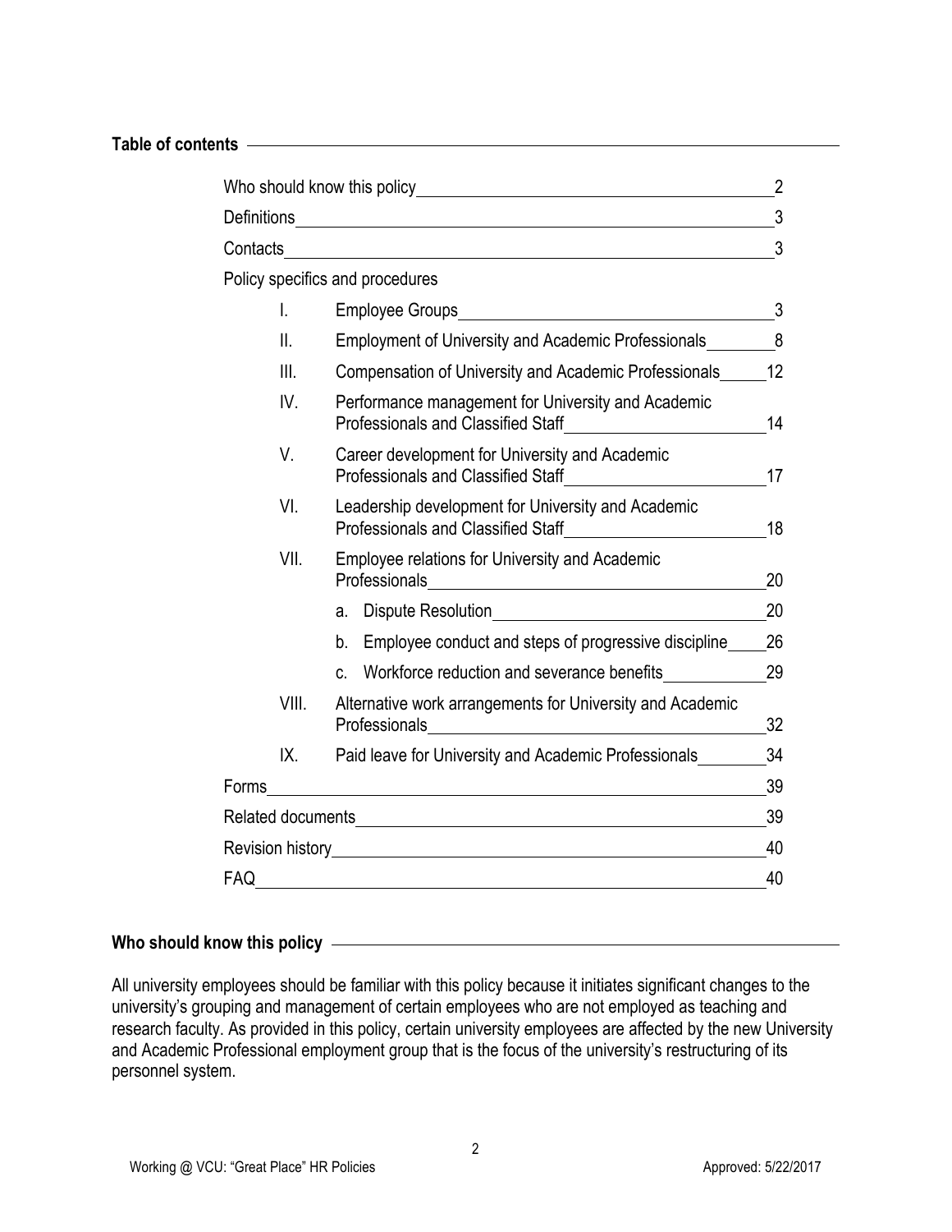## Table of contents

| | Page |
|---|---|
| Who should know this policy | 2 |
| Definitions | 3 |
| Contacts | 3 |
| Policy specifics and procedures | |
| I. Employee Groups | 3 |
| II. Employment of University and Academic Professionals | 8 |
| III. Compensation of University and Academic Professionals | 12 |
| IV. Performance management for University and Academic Professionals and Classified Staff | 14 |
| V. Career development for University and Academic Professionals and Classified Staff | 17 |
| VI. Leadership development for University and Academic Professionals and Classified Staff | 18 |
| VII. Employee relations for University and Academic Professionals | 20 |
| a. Dispute Resolution | 20 |
| b. Employee conduct and steps of progressive discipline | 26 |
| c. Workforce reduction and severance benefits | 29 |
| VIII. Alternative work arrangements for University and Academic Professionals | 32 |
| IX. Paid leave for University and Academic Professionals | 34 |
| Forms | 39 |
| Related documents | 39 |
| Revision history | 40 |
| FAQ | 40 |

## Who should know this policy

All university employees should be familiar with this policy because it initiates significant changes to the university's grouping and management of certain employees who are not employed as teaching and research faculty. As provided in this policy, certain university employees are affected by the new University and Academic Professional employment group that is the focus of the university's restructuring of its personnel system.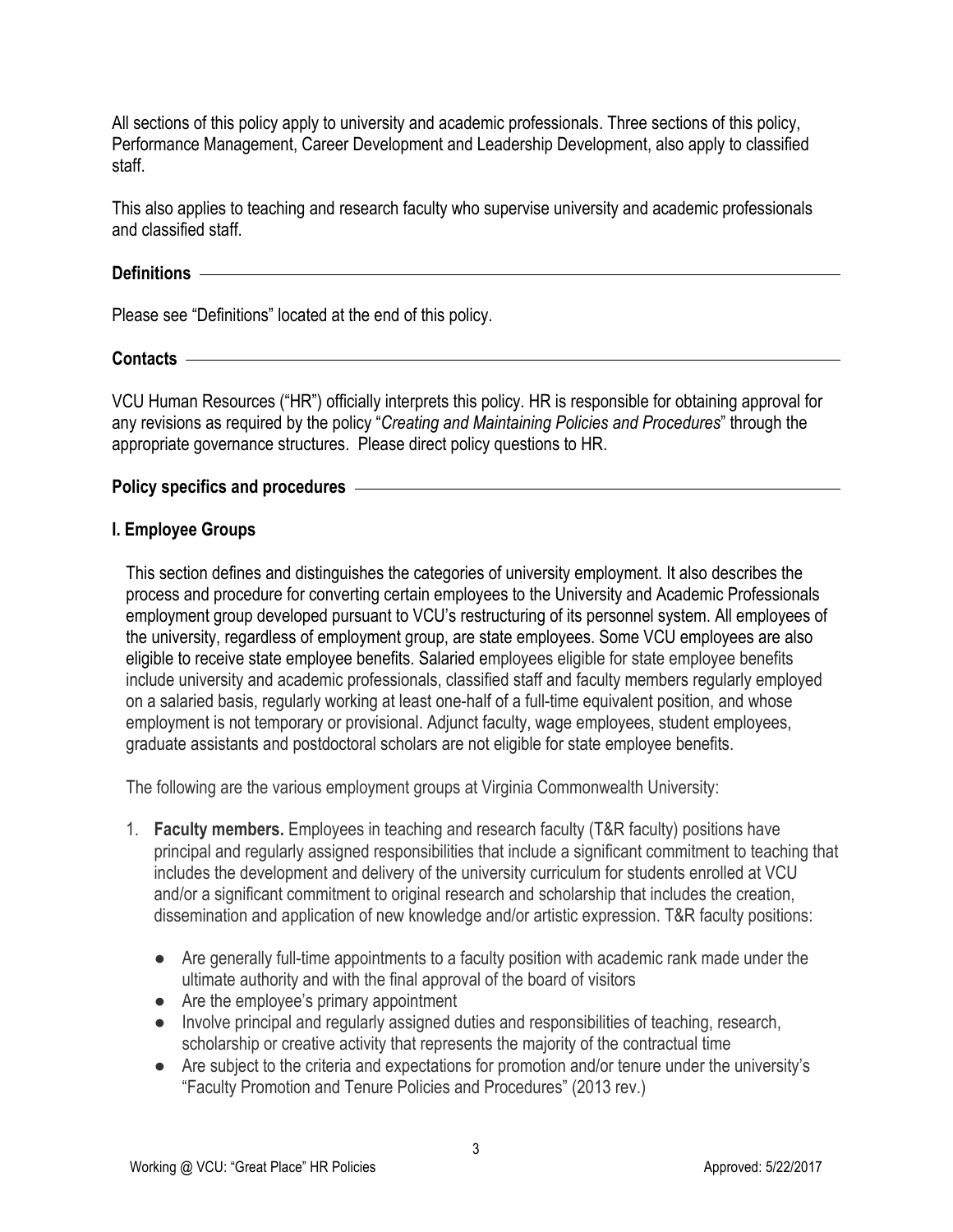All sections of this policy apply to university and academic professionals. Three sections of this policy, Performance Management, Career Development and Leadership Development, also apply to classified staff.

This also applies to teaching and research faculty who supervise university and academic professionals and classified staff.

## Definitions

Please see "Definitions" located at the end of this policy.

## Contacts

VCU Human Resources ("HR") officially interprets this policy. HR is responsible for obtaining approval for any revisions as required by the policy "*Creating and Maintaining Policies and Procedures*" through the appropriate governance structures. Please direct policy questions to HR.

## Policy specifics and procedures

### I. Employee Groups

This section defines and distinguishes the categories of university employment. It also describes the process and procedure for converting certain employees to the University and Academic Professionals employment group developed pursuant to VCU's restructuring of its personnel system. All employees of the university, regardless of employment group, are state employees. Some VCU employees are also eligible to receive state employee benefits. Salaried employees eligible for state employee benefits include university and academic professionals, classified staff and faculty members regularly employed on a salaried basis, regularly working at least one-half of a full-time equivalent position, and whose employment is not temporary or provisional. Adjunct faculty, wage employees, student employees, graduate assistants and postdoctoral scholars are not eligible for state employee benefits.

The following are the various employment groups at Virginia Commonwealth University:

1. **Faculty members.** Employees in teaching and research faculty (T&R faculty) positions have principal and regularly assigned responsibilities that include a significant commitment to teaching that includes the development and delivery of the university curriculum for students enrolled at VCU and/or a significant commitment to original research and scholarship that includes the creation, dissemination and application of new knowledge and/or artistic expression. T&R faculty positions:

   - Are generally full-time appointments to a faculty position with academic rank made under the ultimate authority and with the final approval of the board of visitors
   - Are the employee's primary appointment
   - Involve principal and regularly assigned duties and responsibilities of teaching, research, scholarship or creative activity that represents the majority of the contractual time
   - Are subject to the criteria and expectations for promotion and/or tenure under the university's "Faculty Promotion and Tenure Policies and Procedures" (2013 rev.)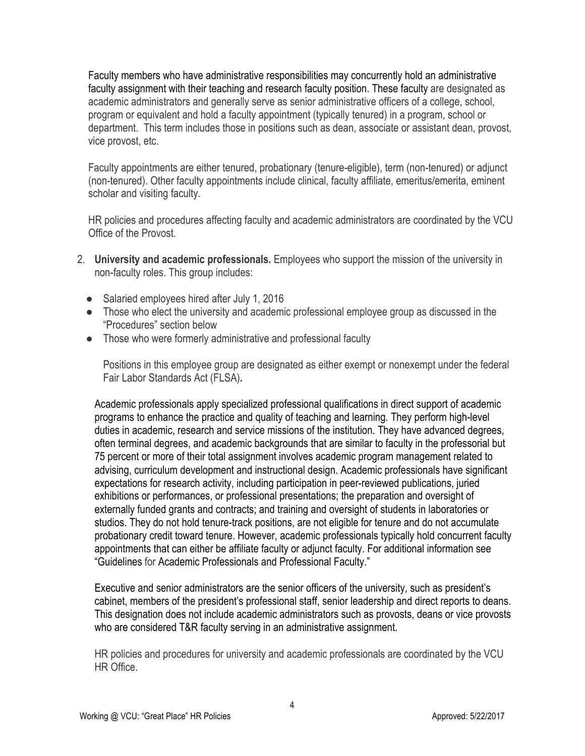Faculty members who have administrative responsibilities may concurrently hold an administrative faculty assignment with their teaching and research faculty position. These faculty are designated as academic administrators and generally serve as senior administrative officers of a college, school, program or equivalent and hold a faculty appointment (typically tenured) in a program, school or department. This term includes those in positions such as dean, associate or assistant dean, provost, vice provost, etc.

Faculty appointments are either tenured, probationary (tenure-eligible), term (non-tenured) or adjunct (non-tenured). Other faculty appointments include clinical, faculty affiliate, emeritus/emerita, eminent scholar and visiting faculty.

HR policies and procedures affecting faculty and academic administrators are coordinated by the VCU Office of the Provost.

2. **University and academic professionals.** Employees who support the mission of the university in non-faculty roles. This group includes:
   - Salaried employees hired after July 1, 2016
   - Those who elect the university and academic professional employee group as discussed in the "Procedures" section below
   - Those who were formerly administrative and professional faculty

   Positions in this employee group are designated as either exempt or nonexempt under the federal Fair Labor Standards Act (FLSA).

   Academic professionals apply specialized professional qualifications in direct support of academic programs to enhance the practice and quality of teaching and learning. They perform high-level duties in academic, research and service missions of the institution. They have advanced degrees, often terminal degrees, and academic backgrounds that are similar to faculty in the professorial but 75 percent or more of their total assignment involves academic program management related to advising, curriculum development and instructional design. Academic professionals have significant expectations for research activity, including participation in peer-reviewed publications, juried exhibitions or performances, or professional presentations; the preparation and oversight of externally funded grants and contracts; and training and oversight of students in laboratories or studios. They do not hold tenure-track positions, are not eligible for tenure and do not accumulate probationary credit toward tenure. However, academic professionals typically hold concurrent faculty appointments that can either be affiliate faculty or adjunct faculty. For additional information see "Guidelines for Academic Professionals and Professional Faculty."

   Executive and senior administrators are the senior officers of the university, such as president's cabinet, members of the president's professional staff, senior leadership and direct reports to deans. This designation does not include academic administrators such as provosts, deans or vice provosts who are considered T&R faculty serving in an administrative assignment.

   HR policies and procedures for university and academic professionals are coordinated by the VCU HR Office.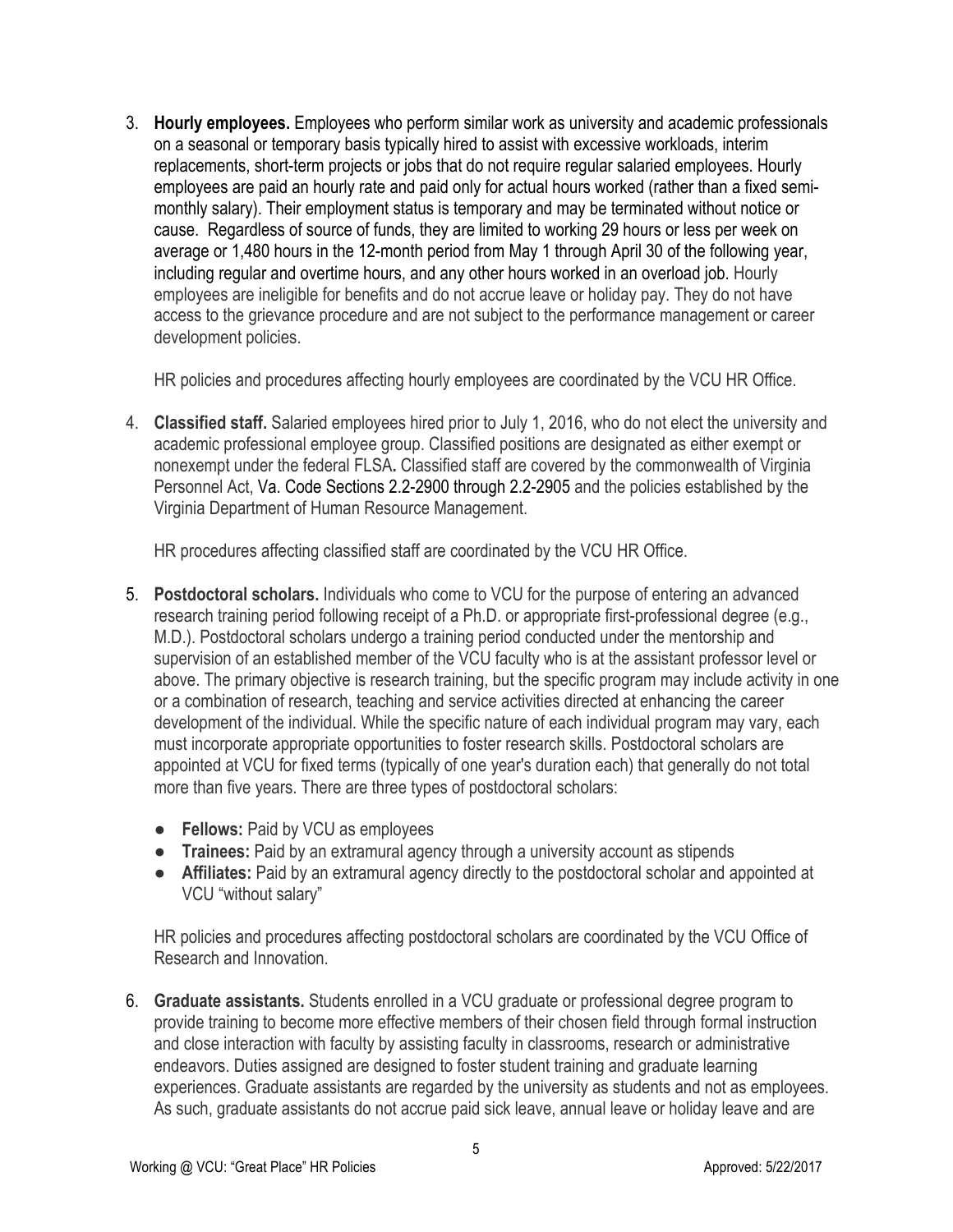3. **Hourly employees.** Employees who perform similar work as university and academic professionals on a seasonal or temporary basis typically hired to assist with excessive workloads, interim replacements, short-term projects or jobs that do not require regular salaried employees. Hourly employees are paid an hourly rate and paid only for actual hours worked (rather than a fixed semi-monthly salary). Their employment status is temporary and may be terminated without notice or cause. Regardless of source of funds, they are limited to working 29 hours or less per week on average or 1,480 hours in the 12-month period from May 1 through April 30 of the following year, including regular and overtime hours, and any other hours worked in an overload job. Hourly employees are ineligible for benefits and do not accrue leave or holiday pay. They do not have access to the grievance procedure and are not subject to the performance management or career development policies.

   HR policies and procedures affecting hourly employees are coordinated by the VCU HR Office.

4. **Classified staff.** Salaried employees hired prior to July 1, 2016, who do not elect the university and academic professional employee group. Classified positions are designated as either exempt or nonexempt under the federal FLSA. Classified staff are covered by the commonwealth of Virginia Personnel Act, Va. Code Sections 2.2-2900 through 2.2-2905 and the policies established by the Virginia Department of Human Resource Management.

   HR procedures affecting classified staff are coordinated by the VCU HR Office.

5. **Postdoctoral scholars.** Individuals who come to VCU for the purpose of entering an advanced research training period following receipt of a Ph.D. or appropriate first-professional degree (e.g., M.D.). Postdoctoral scholars undergo a training period conducted under the mentorship and supervision of an established member of the VCU faculty who is at the assistant professor level or above. The primary objective is research training, but the specific program may include activity in one or a combination of research, teaching and service activities directed at enhancing the career development of the individual. While the specific nature of each individual program may vary, each must incorporate appropriate opportunities to foster research skills. Postdoctoral scholars are appointed at VCU for fixed terms (typically of one year's duration each) that generally do not total more than five years. There are three types of postdoctoral scholars:

   - **Fellows:** Paid by VCU as employees
   - **Trainees:** Paid by an extramural agency through a university account as stipends
   - **Affiliates:** Paid by an extramural agency directly to the postdoctoral scholar and appointed at VCU "without salary"

   HR policies and procedures affecting postdoctoral scholars are coordinated by the VCU Office of Research and Innovation.

6. **Graduate assistants.** Students enrolled in a VCU graduate or professional degree program to provide training to become more effective members of their chosen field through formal instruction and close interaction with faculty by assisting faculty in classrooms, research or administrative endeavors. Duties assigned are designed to foster student training and graduate learning experiences. Graduate assistants are regarded by the university as students and not as employees. As such, graduate assistants do not accrue paid sick leave, annual leave or holiday leave and are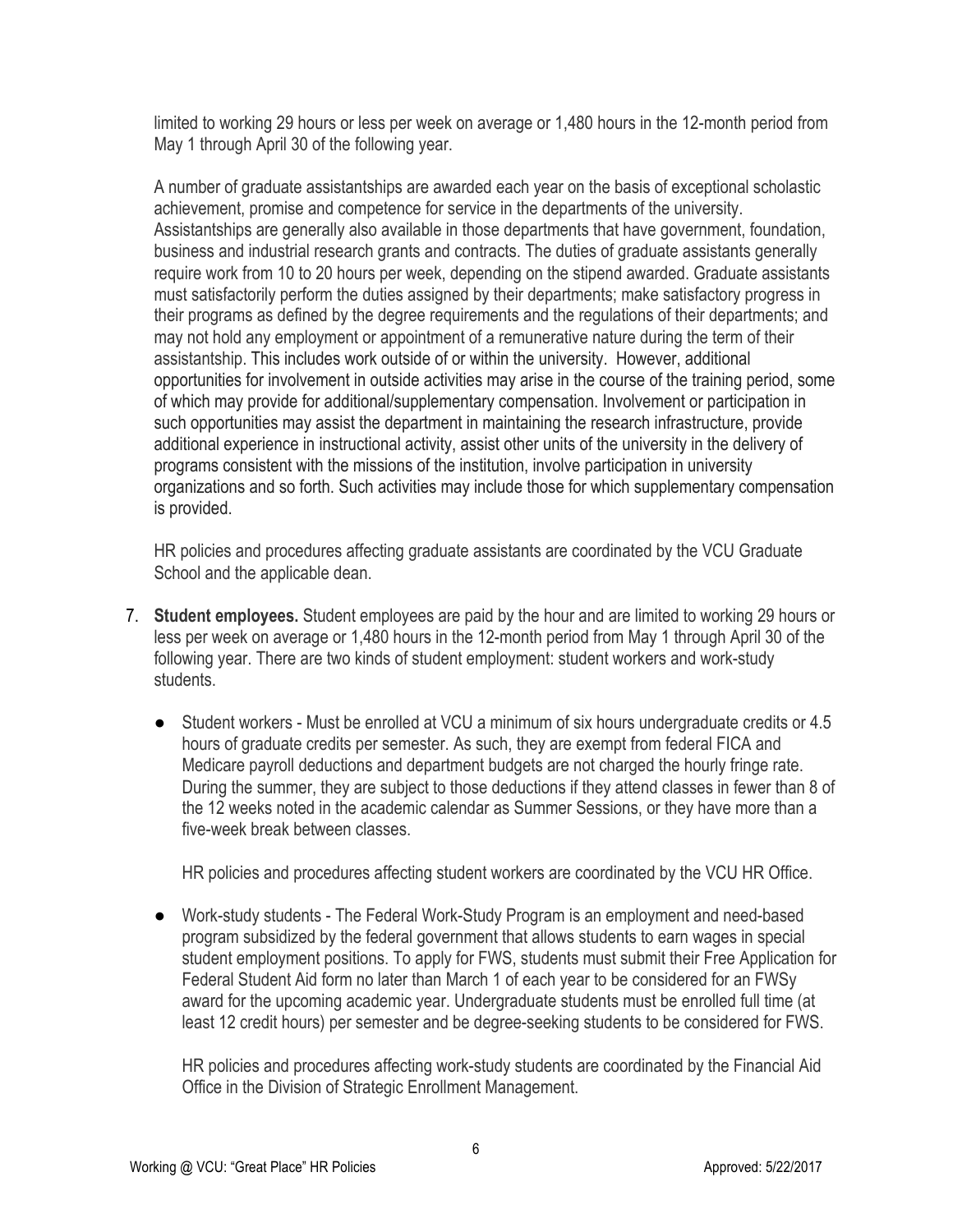limited to working 29 hours or less per week on average or 1,480 hours in the 12-month period from May 1 through April 30 of the following year.

A number of graduate assistantships are awarded each year on the basis of exceptional scholastic achievement, promise and competence for service in the departments of the university. Assistantships are generally also available in those departments that have government, foundation, business and industrial research grants and contracts. The duties of graduate assistants generally require work from 10 to 20 hours per week, depending on the stipend awarded. Graduate assistants must satisfactorily perform the duties assigned by their departments; make satisfactory progress in their programs as defined by the degree requirements and the regulations of their departments; and may not hold any employment or appointment of a remunerative nature during the term of their assistantship. This includes work outside of or within the university. However, additional opportunities for involvement in outside activities may arise in the course of the training period, some of which may provide for additional/supplementary compensation. Involvement or participation in such opportunities may assist the department in maintaining the research infrastructure, provide additional experience in instructional activity, assist other units of the university in the delivery of programs consistent with the missions of the institution, involve participation in university organizations and so forth. Such activities may include those for which supplementary compensation is provided.

HR policies and procedures affecting graduate assistants are coordinated by the VCU Graduate School and the applicable dean.

7. **Student employees.** Student employees are paid by the hour and are limited to working 29 hours or less per week on average or 1,480 hours in the 12-month period from May 1 through April 30 of the following year. There are two kinds of student employment: student workers and work-study students.

   - Student workers - Must be enrolled at VCU a minimum of six hours undergraduate credits or 4.5 hours of graduate credits per semester. As such, they are exempt from federal FICA and Medicare payroll deductions and department budgets are not charged the hourly fringe rate. During the summer, they are subject to those deductions if they attend classes in fewer than 8 of the 12 weeks noted in the academic calendar as Summer Sessions, or they have more than a five-week break between classes.

     HR policies and procedures affecting student workers are coordinated by the VCU HR Office.

   - Work-study students - The Federal Work-Study Program is an employment and need-based program subsidized by the federal government that allows students to earn wages in special student employment positions. To apply for FWS, students must submit their Free Application for Federal Student Aid form no later than March 1 of each year to be considered for an FWSy award for the upcoming academic year. Undergraduate students must be enrolled full time (at least 12 credit hours) per semester and be degree-seeking students to be considered for FWS.

     HR policies and procedures affecting work-study students are coordinated by the Financial Aid Office in the Division of Strategic Enrollment Management.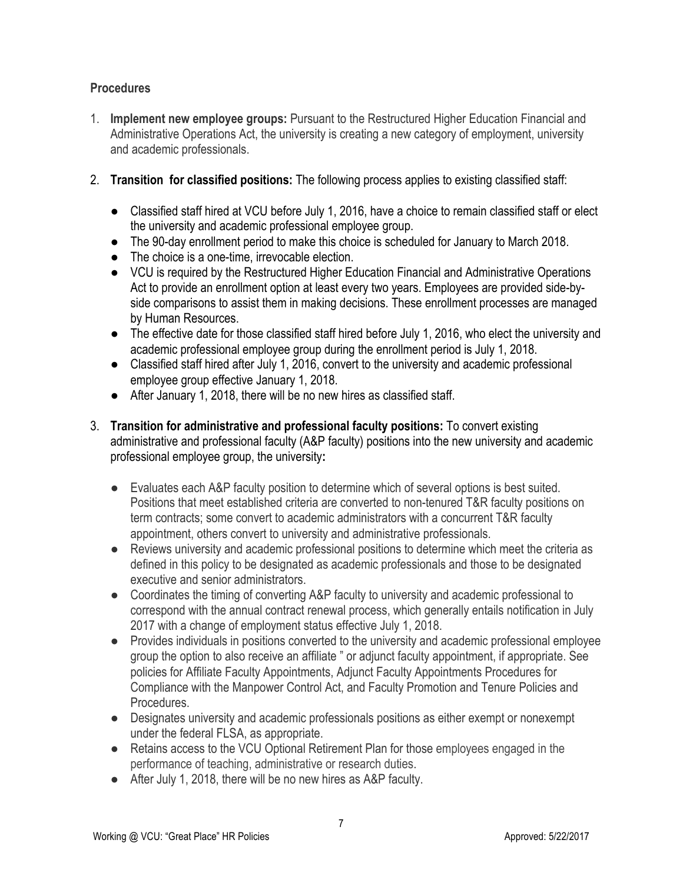### Procedures

1. **Implement new employee groups:** Pursuant to the Restructured Higher Education Financial and Administrative Operations Act, the university is creating a new category of employment, university and academic professionals.

2. **Transition for classified positions:** The following process applies to existing classified staff:

   - Classified staff hired at VCU before July 1, 2016, have a choice to remain classified staff or elect the university and academic professional employee group.
   - The 90-day enrollment period to make this choice is scheduled for January to March 2018.
   - The choice is a one-time, irrevocable election.
   - VCU is required by the Restructured Higher Education Financial and Administrative Operations Act to provide an enrollment option at least every two years. Employees are provided side-by-side comparisons to assist them in making decisions. These enrollment processes are managed by Human Resources.
   - The effective date for those classified staff hired before July 1, 2016, who elect the university and academic professional employee group during the enrollment period is July 1, 2018.
   - Classified staff hired after July 1, 2016, convert to the university and academic professional employee group effective January 1, 2018.
   - After January 1, 2018, there will be no new hires as classified staff.

3. **Transition for administrative and professional faculty positions:** To convert existing administrative and professional faculty (A&P faculty) positions into the new university and academic professional employee group, the university**:**

   - Evaluates each A&P faculty position to determine which of several options is best suited. Positions that meet established criteria are converted to non-tenured T&R faculty positions on term contracts; some convert to academic administrators with a concurrent T&R faculty appointment, others convert to university and administrative professionals.
   - Reviews university and academic professional positions to determine which meet the criteria as defined in this policy to be designated as academic professionals and those to be designated executive and senior administrators.
   - Coordinates the timing of converting A&P faculty to university and academic professional to correspond with the annual contract renewal process, which generally entails notification in July 2017 with a change of employment status effective July 1, 2018.
   - Provides individuals in positions converted to the university and academic professional employee group the option to also receive an affiliate " or adjunct faculty appointment, if appropriate. See policies for Affiliate Faculty Appointments, Adjunct Faculty Appointments Procedures for Compliance with the Manpower Control Act, and Faculty Promotion and Tenure Policies and Procedures.
   - Designates university and academic professionals positions as either exempt or nonexempt under the federal FLSA, as appropriate.
   - Retains access to the VCU Optional Retirement Plan for those employees engaged in the performance of teaching, administrative or research duties.
   - After July 1, 2018, there will be no new hires as A&P faculty.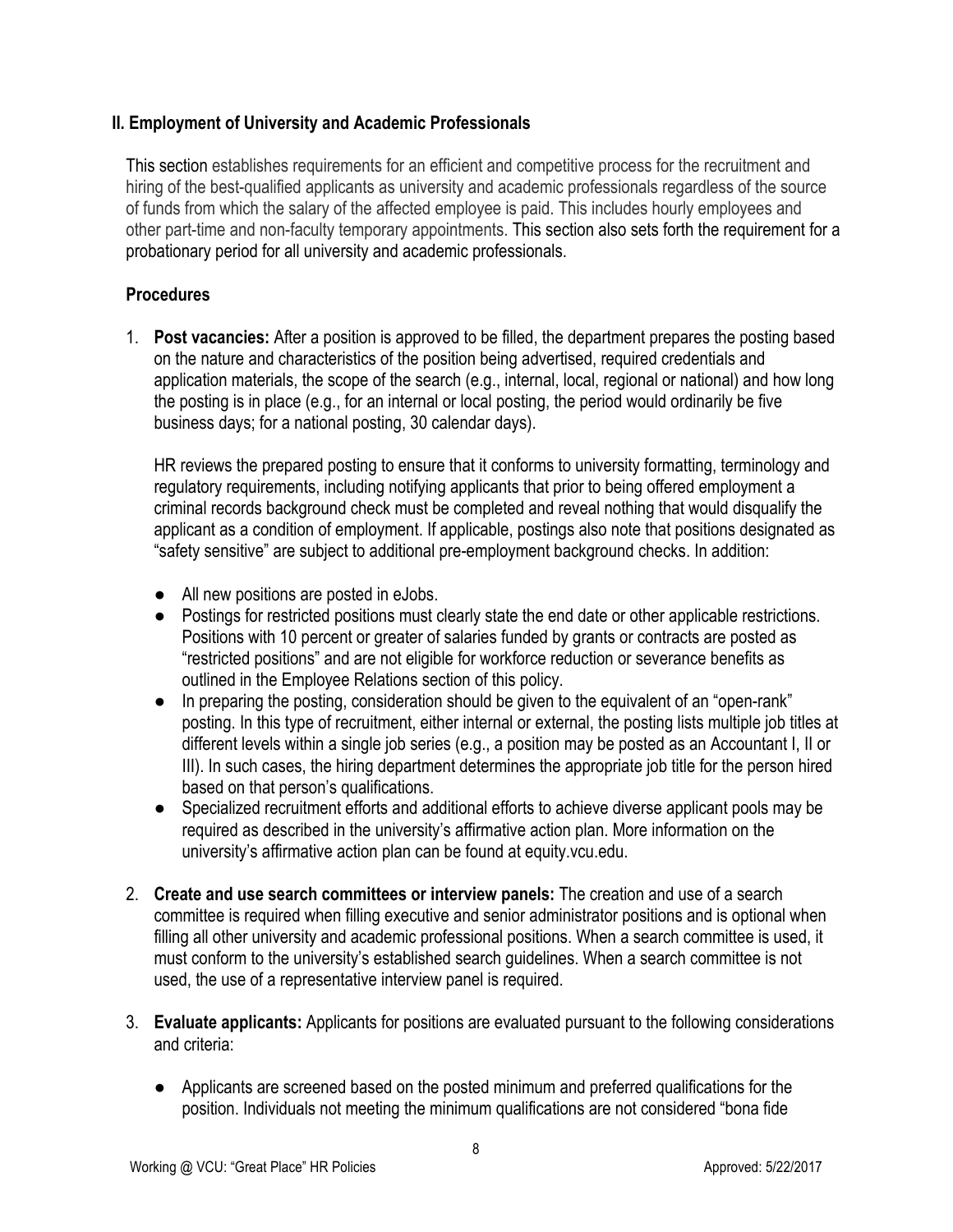## II. Employment of University and Academic Professionals

This section establishes requirements for an efficient and competitive process for the recruitment and hiring of the best-qualified applicants as university and academic professionals regardless of the source of funds from which the salary of the affected employee is paid. This includes hourly employees and other part-time and non-faculty temporary appointments. This section also sets forth the requirement for a probationary period for all university and academic professionals.

### Procedures

1. **Post vacancies:** After a position is approved to be filled, the department prepares the posting based on the nature and characteristics of the position being advertised, required credentials and application materials, the scope of the search (e.g., internal, local, regional or national) and how long the posting is in place (e.g., for an internal or local posting, the period would ordinarily be five business days; for a national posting, 30 calendar days).

   HR reviews the prepared posting to ensure that it conforms to university formatting, terminology and regulatory requirements, including notifying applicants that prior to being offered employment a criminal records background check must be completed and reveal nothing that would disqualify the applicant as a condition of employment. If applicable, postings also note that positions designated as "safety sensitive" are subject to additional pre-employment background checks. In addition:

   - All new positions are posted in eJobs.
   - Postings for restricted positions must clearly state the end date or other applicable restrictions. Positions with 10 percent or greater of salaries funded by grants or contracts are posted as "restricted positions" and are not eligible for workforce reduction or severance benefits as outlined in the Employee Relations section of this policy.
   - In preparing the posting, consideration should be given to the equivalent of an "open-rank" posting. In this type of recruitment, either internal or external, the posting lists multiple job titles at different levels within a single job series (e.g., a position may be posted as an Accountant I, II or III). In such cases, the hiring department determines the appropriate job title for the person hired based on that person's qualifications.
   - Specialized recruitment efforts and additional efforts to achieve diverse applicant pools may be required as described in the university's affirmative action plan. More information on the university's affirmative action plan can be found at equity.vcu.edu.

2. **Create and use search committees or interview panels:** The creation and use of a search committee is required when filling executive and senior administrator positions and is optional when filling all other university and academic professional positions. When a search committee is used, it must conform to the university's established search guidelines. When a search committee is not used, the use of a representative interview panel is required.

3. **Evaluate applicants:** Applicants for positions are evaluated pursuant to the following considerations and criteria:

   - Applicants are screened based on the posted minimum and preferred qualifications for the position. Individuals not meeting the minimum qualifications are not considered "bona fide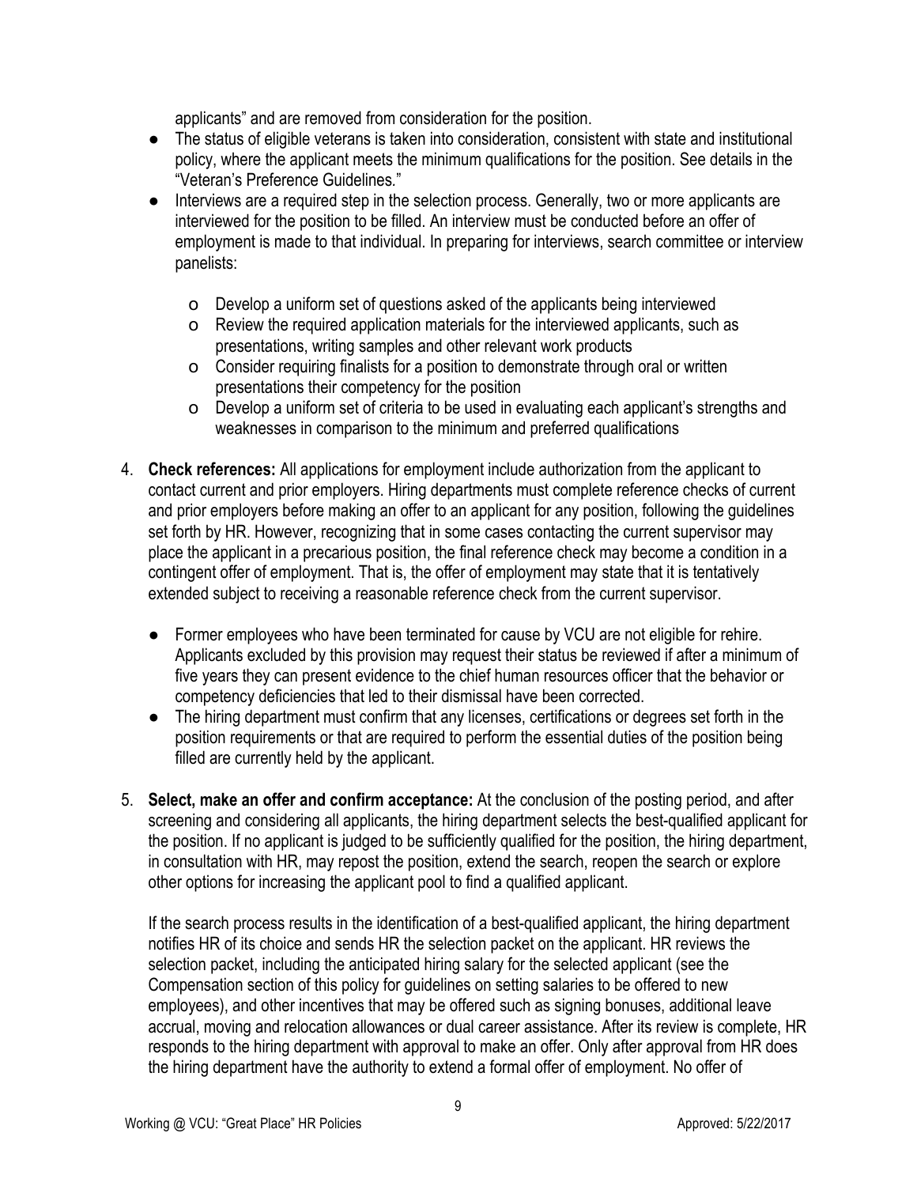applicants" and are removed from consideration for the position.

- The status of eligible veterans is taken into consideration, consistent with state and institutional policy, where the applicant meets the minimum qualifications for the position. See details in the "Veteran's Preference Guidelines."
- Interviews are a required step in the selection process. Generally, two or more applicants are interviewed for the position to be filled. An interview must be conducted before an offer of employment is made to that individual. In preparing for interviews, search committee or interview panelists:
    - Develop a uniform set of questions asked of the applicants being interviewed
    - Review the required application materials for the interviewed applicants, such as presentations, writing samples and other relevant work products
    - Consider requiring finalists for a position to demonstrate through oral or written presentations their competency for the position
    - Develop a uniform set of criteria to be used in evaluating each applicant's strengths and weaknesses in comparison to the minimum and preferred qualifications

4. **Check references:** All applications for employment include authorization from the applicant to contact current and prior employers. Hiring departments must complete reference checks of current and prior employers before making an offer to an applicant for any position, following the guidelines set forth by HR. However, recognizing that in some cases contacting the current supervisor may place the applicant in a precarious position, the final reference check may become a condition in a contingent offer of employment. That is, the offer of employment may state that it is tentatively extended subject to receiving a reasonable reference check from the current supervisor.

    - Former employees who have been terminated for cause by VCU are not eligible for rehire. Applicants excluded by this provision may request their status be reviewed if after a minimum of five years they can present evidence to the chief human resources officer that the behavior or competency deficiencies that led to their dismissal have been corrected.
    - The hiring department must confirm that any licenses, certifications or degrees set forth in the position requirements or that are required to perform the essential duties of the position being filled are currently held by the applicant.

5. **Select, make an offer and confirm acceptance:** At the conclusion of the posting period, and after screening and considering all applicants, the hiring department selects the best-qualified applicant for the position. If no applicant is judged to be sufficiently qualified for the position, the hiring department, in consultation with HR, may repost the position, extend the search, reopen the search or explore other options for increasing the applicant pool to find a qualified applicant.

    If the search process results in the identification of a best-qualified applicant, the hiring department notifies HR of its choice and sends HR the selection packet on the applicant. HR reviews the selection packet, including the anticipated hiring salary for the selected applicant (see the Compensation section of this policy for guidelines on setting salaries to be offered to new employees), and other incentives that may be offered such as signing bonuses, additional leave accrual, moving and relocation allowances or dual career assistance. After its review is complete, HR responds to the hiring department with approval to make an offer. Only after approval from HR does the hiring department have the authority to extend a formal offer of employment. No offer of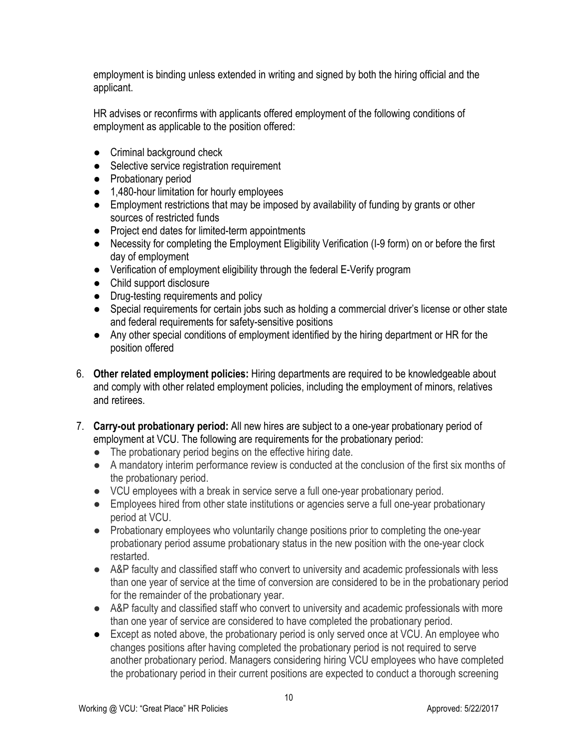employment is binding unless extended in writing and signed by both the hiring official and the applicant.

HR advises or reconfirms with applicants offered employment of the following conditions of employment as applicable to the position offered:

- Criminal background check
- Selective service registration requirement
- Probationary period
- 1,480-hour limitation for hourly employees
- Employment restrictions that may be imposed by availability of funding by grants or other sources of restricted funds
- Project end dates for limited-term appointments
- Necessity for completing the Employment Eligibility Verification (I-9 form) on or before the first day of employment
- Verification of employment eligibility through the federal E-Verify program
- Child support disclosure
- Drug-testing requirements and policy
- Special requirements for certain jobs such as holding a commercial driver's license or other state and federal requirements for safety-sensitive positions
- Any other special conditions of employment identified by the hiring department or HR for the position offered

6. **Other related employment policies:** Hiring departments are required to be knowledgeable about and comply with other related employment policies, including the employment of minors, relatives and retirees.

7. **Carry-out probationary period:** All new hires are subject to a one-year probationary period of employment at VCU. The following are requirements for the probationary period:
   - The probationary period begins on the effective hiring date.
   - A mandatory interim performance review is conducted at the conclusion of the first six months of the probationary period.
   - VCU employees with a break in service serve a full one-year probationary period.
   - Employees hired from other state institutions or agencies serve a full one-year probationary period at VCU.
   - Probationary employees who voluntarily change positions prior to completing the one-year probationary period assume probationary status in the new position with the one-year clock restarted.
   - A&P faculty and classified staff who convert to university and academic professionals with less than one year of service at the time of conversion are considered to be in the probationary period for the remainder of the probationary year.
   - A&P faculty and classified staff who convert to university and academic professionals with more than one year of service are considered to have completed the probationary period.
   - Except as noted above, the probationary period is only served once at VCU. An employee who changes positions after having completed the probationary period is not required to serve another probationary period. Managers considering hiring VCU employees who have completed the probationary period in their current positions are expected to conduct a thorough screening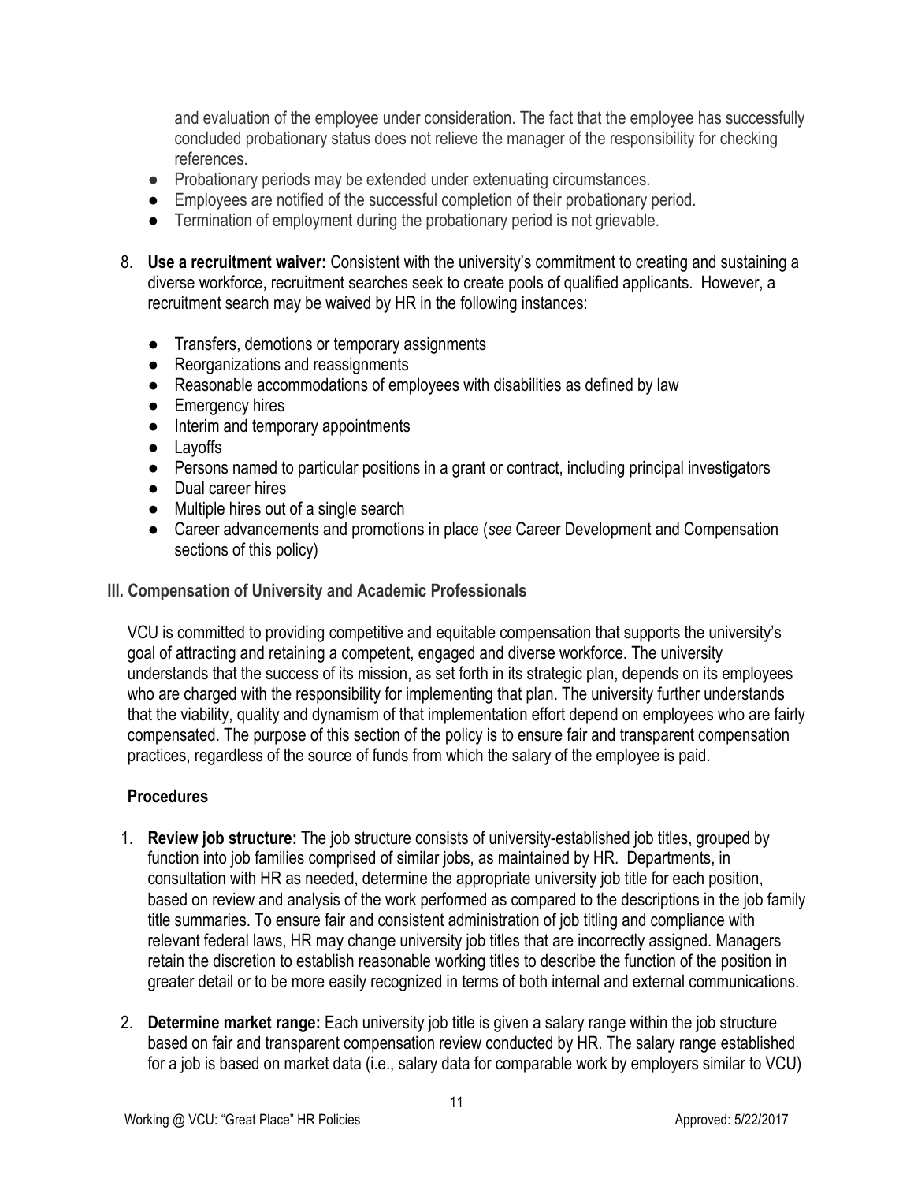and evaluation of the employee under consideration. The fact that the employee has successfully concluded probationary status does not relieve the manager of the responsibility for checking references.

- Probationary periods may be extended under extenuating circumstances.
- Employees are notified of the successful completion of their probationary period.
- Termination of employment during the probationary period is not grievable.

8. **Use a recruitment waiver:** Consistent with the university's commitment to creating and sustaining a diverse workforce, recruitment searches seek to create pools of qualified applicants. However, a recruitment search may be waived by HR in the following instances:

   - Transfers, demotions or temporary assignments
   - Reorganizations and reassignments
   - Reasonable accommodations of employees with disabilities as defined by law
   - Emergency hires
   - Interim and temporary appointments
   - Layoffs
   - Persons named to particular positions in a grant or contract, including principal investigators
   - Dual career hires
   - Multiple hires out of a single search
   - Career advancements and promotions in place (*see* Career Development and Compensation sections of this policy)

## III. Compensation of University and Academic Professionals

VCU is committed to providing competitive and equitable compensation that supports the university's goal of attracting and retaining a competent, engaged and diverse workforce. The university understands that the success of its mission, as set forth in its strategic plan, depends on its employees who are charged with the responsibility for implementing that plan. The university further understands that the viability, quality and dynamism of that implementation effort depend on employees who are fairly compensated. The purpose of this section of the policy is to ensure fair and transparent compensation practices, regardless of the source of funds from which the salary of the employee is paid.

### Procedures

1. **Review job structure:** The job structure consists of university-established job titles, grouped by function into job families comprised of similar jobs, as maintained by HR. Departments, in consultation with HR as needed, determine the appropriate university job title for each position, based on review and analysis of the work performed as compared to the descriptions in the job family title summaries. To ensure fair and consistent administration of job titling and compliance with relevant federal laws, HR may change university job titles that are incorrectly assigned. Managers retain the discretion to establish reasonable working titles to describe the function of the position in greater detail or to be more easily recognized in terms of both internal and external communications.

2. **Determine market range:** Each university job title is given a salary range within the job structure based on fair and transparent compensation review conducted by HR. The salary range established for a job is based on market data (i.e., salary data for comparable work by employers similar to VCU)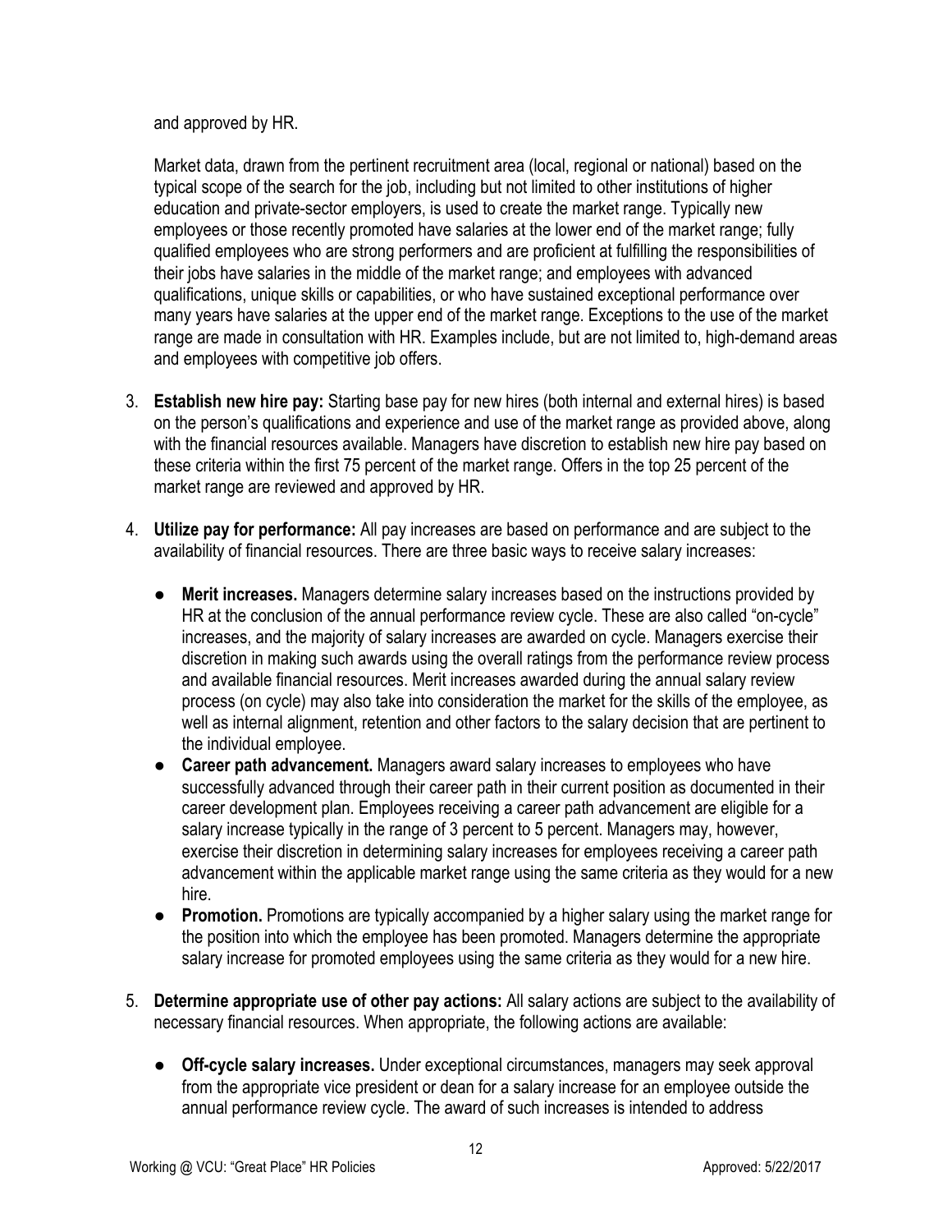and approved by HR.

Market data, drawn from the pertinent recruitment area (local, regional or national) based on the typical scope of the search for the job, including but not limited to other institutions of higher education and private-sector employers, is used to create the market range. Typically new employees or those recently promoted have salaries at the lower end of the market range; fully qualified employees who are strong performers and are proficient at fulfilling the responsibilities of their jobs have salaries in the middle of the market range; and employees with advanced qualifications, unique skills or capabilities, or who have sustained exceptional performance over many years have salaries at the upper end of the market range. Exceptions to the use of the market range are made in consultation with HR. Examples include, but are not limited to, high-demand areas and employees with competitive job offers.

3. **Establish new hire pay:** Starting base pay for new hires (both internal and external hires) is based on the person's qualifications and experience and use of the market range as provided above, along with the financial resources available. Managers have discretion to establish new hire pay based on these criteria within the first 75 percent of the market range. Offers in the top 25 percent of the market range are reviewed and approved by HR.

4. **Utilize pay for performance:** All pay increases are based on performance and are subject to the availability of financial resources. There are three basic ways to receive salary increases:

   - **Merit increases.** Managers determine salary increases based on the instructions provided by HR at the conclusion of the annual performance review cycle. These are also called "on-cycle" increases, and the majority of salary increases are awarded on cycle. Managers exercise their discretion in making such awards using the overall ratings from the performance review process and available financial resources. Merit increases awarded during the annual salary review process (on cycle) may also take into consideration the market for the skills of the employee, as well as internal alignment, retention and other factors to the salary decision that are pertinent to the individual employee.
   - **Career path advancement.** Managers award salary increases to employees who have successfully advanced through their career path in their current position as documented in their career development plan. Employees receiving a career path advancement are eligible for a salary increase typically in the range of 3 percent to 5 percent. Managers may, however, exercise their discretion in determining salary increases for employees receiving a career path advancement within the applicable market range using the same criteria as they would for a new hire.
   - **Promotion.** Promotions are typically accompanied by a higher salary using the market range for the position into which the employee has been promoted. Managers determine the appropriate salary increase for promoted employees using the same criteria as they would for a new hire.

5. **Determine appropriate use of other pay actions:** All salary actions are subject to the availability of necessary financial resources. When appropriate, the following actions are available:

   - **Off-cycle salary increases.** Under exceptional circumstances, managers may seek approval from the appropriate vice president or dean for a salary increase for an employee outside the annual performance review cycle. The award of such increases is intended to address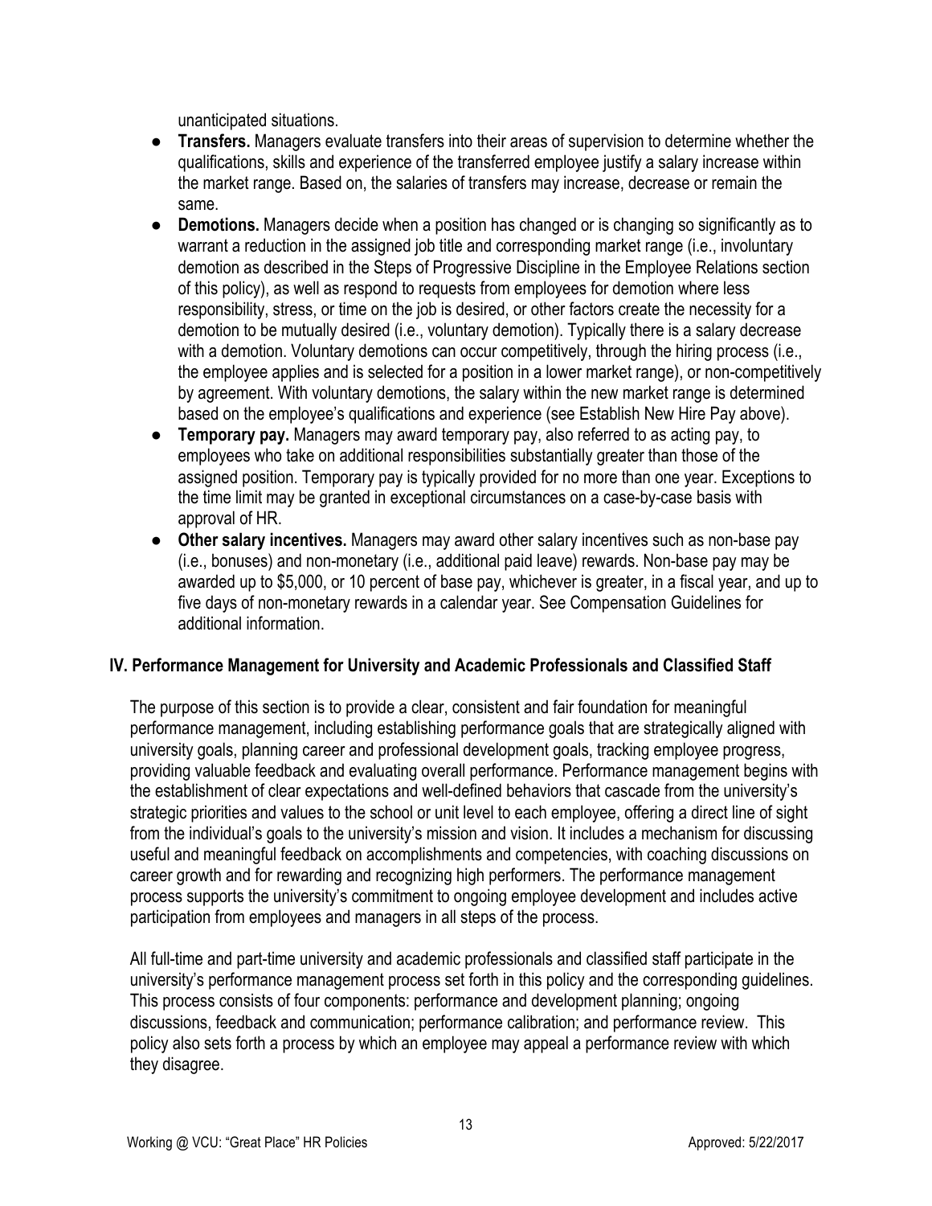unanticipated situations.

- **Transfers.** Managers evaluate transfers into their areas of supervision to determine whether the qualifications, skills and experience of the transferred employee justify a salary increase within the market range. Based on, the salaries of transfers may increase, decrease or remain the same.
- **Demotions.** Managers decide when a position has changed or is changing so significantly as to warrant a reduction in the assigned job title and corresponding market range (i.e., involuntary demotion as described in the Steps of Progressive Discipline in the Employee Relations section of this policy), as well as respond to requests from employees for demotion where less responsibility, stress, or time on the job is desired, or other factors create the necessity for a demotion to be mutually desired (i.e., voluntary demotion). Typically there is a salary decrease with a demotion. Voluntary demotions can occur competitively, through the hiring process (i.e., the employee applies and is selected for a position in a lower market range), or non-competitively by agreement. With voluntary demotions, the salary within the new market range is determined based on the employee's qualifications and experience (see Establish New Hire Pay above).
- **Temporary pay.** Managers may award temporary pay, also referred to as acting pay, to employees who take on additional responsibilities substantially greater than those of the assigned position. Temporary pay is typically provided for no more than one year. Exceptions to the time limit may be granted in exceptional circumstances on a case-by-case basis with approval of HR.
- **Other salary incentives.** Managers may award other salary incentives such as non-base pay (i.e., bonuses) and non-monetary (i.e., additional paid leave) rewards. Non-base pay may be awarded up to $5,000, or 10 percent of base pay, whichever is greater, in a fiscal year, and up to five days of non-monetary rewards in a calendar year. See Compensation Guidelines for additional information.

## IV. Performance Management for University and Academic Professionals and Classified Staff

The purpose of this section is to provide a clear, consistent and fair foundation for meaningful performance management, including establishing performance goals that are strategically aligned with university goals, planning career and professional development goals, tracking employee progress, providing valuable feedback and evaluating overall performance. Performance management begins with the establishment of clear expectations and well-defined behaviors that cascade from the university's strategic priorities and values to the school or unit level to each employee, offering a direct line of sight from the individual's goals to the university's mission and vision. It includes a mechanism for discussing useful and meaningful feedback on accomplishments and competencies, with coaching discussions on career growth and for rewarding and recognizing high performers. The performance management process supports the university's commitment to ongoing employee development and includes active participation from employees and managers in all steps of the process.

All full-time and part-time university and academic professionals and classified staff participate in the university's performance management process set forth in this policy and the corresponding guidelines. This process consists of four components: performance and development planning; ongoing discussions, feedback and communication; performance calibration; and performance review. This policy also sets forth a process by which an employee may appeal a performance review with which they disagree.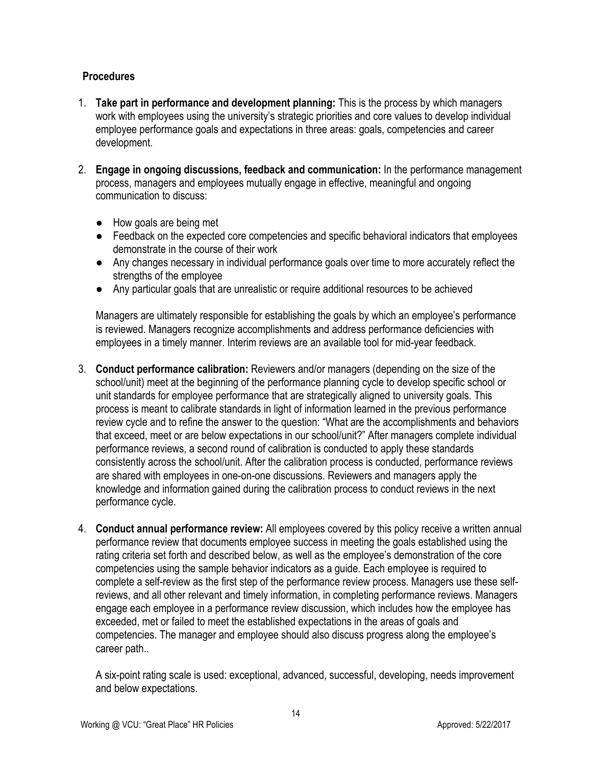**Procedures**

1. **Take part in performance and development planning:** This is the process by which managers work with employees using the university's strategic priorities and core values to develop individual employee performance goals and expectations in three areas: goals, competencies and career development.

2. **Engage in ongoing discussions, feedback and communication:** In the performance management process, managers and employees mutually engage in effective, meaningful and ongoing communication to discuss:

   - How goals are being met
   - Feedback on the expected core competencies and specific behavioral indicators that employees demonstrate in the course of their work
   - Any changes necessary in individual performance goals over time to more accurately reflect the strengths of the employee
   - Any particular goals that are unrealistic or require additional resources to be achieved

   Managers are ultimately responsible for establishing the goals by which an employee's performance is reviewed. Managers recognize accomplishments and address performance deficiencies with employees in a timely manner. Interim reviews are an available tool for mid-year feedback.

3. **Conduct performance calibration:** Reviewers and/or managers (depending on the size of the school/unit) meet at the beginning of the performance planning cycle to develop specific school or unit standards for employee performance that are strategically aligned to university goals. This process is meant to calibrate standards in light of information learned in the previous performance review cycle and to refine the answer to the question: "What are the accomplishments and behaviors that exceed, meet or are below expectations in our school/unit?" After managers complete individual performance reviews, a second round of calibration is conducted to apply these standards consistently across the school/unit. After the calibration process is conducted, performance reviews are shared with employees in one-on-one discussions. Reviewers and managers apply the knowledge and information gained during the calibration process to conduct reviews in the next performance cycle.

4. **Conduct annual performance review:** All employees covered by this policy receive a written annual performance review that documents employee success in meeting the goals established using the rating criteria set forth and described below, as well as the employee's demonstration of the core competencies using the sample behavior indicators as a guide. Each employee is required to complete a self-review as the first step of the performance review process. Managers use these self-reviews, and all other relevant and timely information, in completing performance reviews. Managers engage each employee in a performance review discussion, which includes how the employee has exceeded, met or failed to meet the established expectations in the areas of goals and competencies. The manager and employee should also discuss progress along the employee's career path..

   A six-point rating scale is used: exceptional, advanced, successful, developing, needs improvement and below expectations.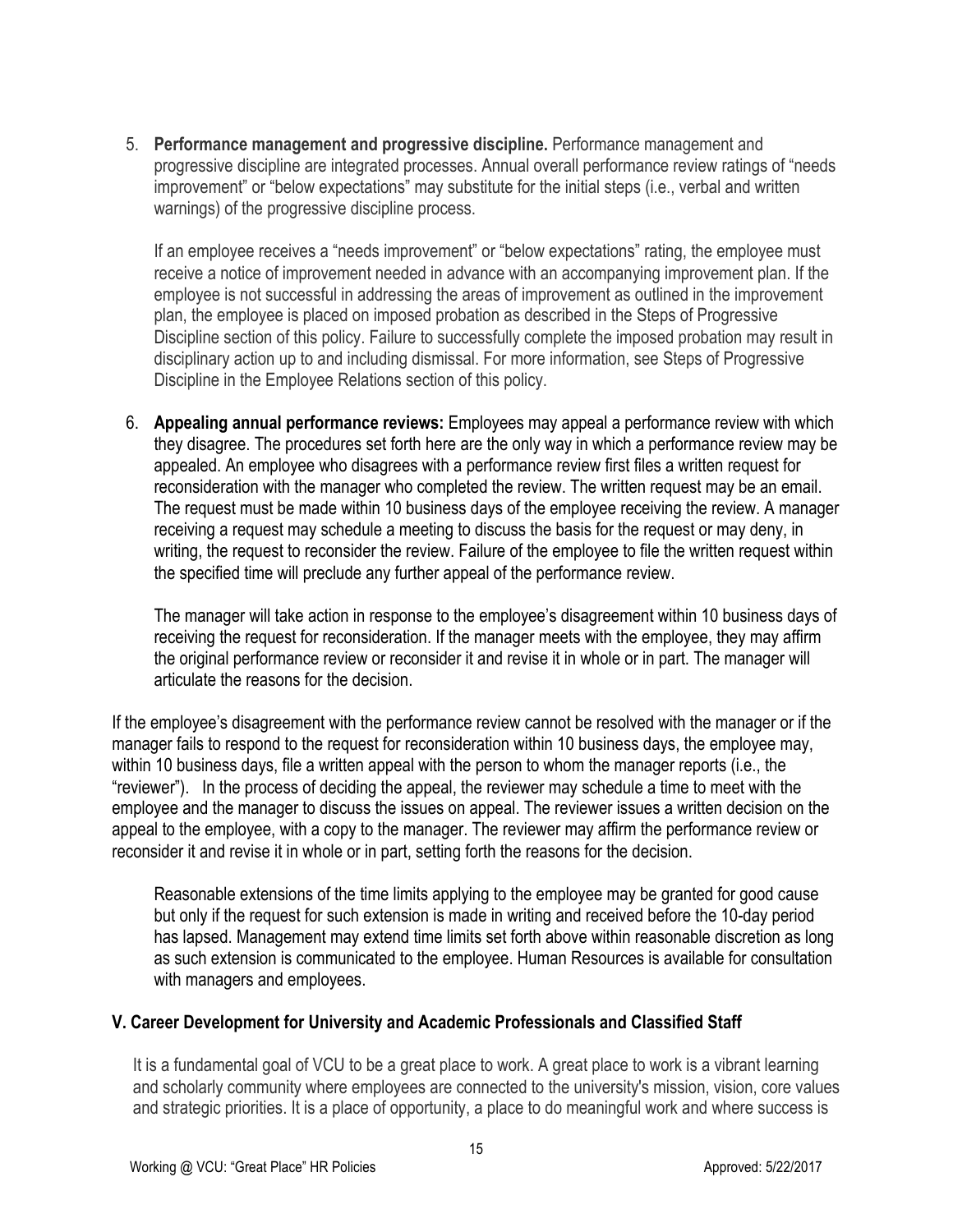5. **Performance management and progressive discipline.** Performance management and progressive discipline are integrated processes. Annual overall performance review ratings of "needs improvement" or "below expectations" may substitute for the initial steps (i.e., verbal and written warnings) of the progressive discipline process.

   If an employee receives a "needs improvement" or "below expectations" rating, the employee must receive a notice of improvement needed in advance with an accompanying improvement plan. If the employee is not successful in addressing the areas of improvement as outlined in the improvement plan, the employee is placed on imposed probation as described in the Steps of Progressive Discipline section of this policy. Failure to successfully complete the imposed probation may result in disciplinary action up to and including dismissal. For more information, see Steps of Progressive Discipline in the Employee Relations section of this policy.

6. **Appealing annual performance reviews:** Employees may appeal a performance review with which they disagree. The procedures set forth here are the only way in which a performance review may be appealed. An employee who disagrees with a performance review first files a written request for reconsideration with the manager who completed the review. The written request may be an email. The request must be made within 10 business days of the employee receiving the review. A manager receiving a request may schedule a meeting to discuss the basis for the request or may deny, in writing, the request to reconsider the review. Failure of the employee to file the written request within the specified time will preclude any further appeal of the performance review.

   The manager will take action in response to the employee's disagreement within 10 business days of receiving the request for reconsideration. If the manager meets with the employee, they may affirm the original performance review or reconsider it and revise it in whole or in part. The manager will articulate the reasons for the decision.

If the employee's disagreement with the performance review cannot be resolved with the manager or if the manager fails to respond to the request for reconsideration within 10 business days, the employee may, within 10 business days, file a written appeal with the person to whom the manager reports (i.e., the "reviewer"). In the process of deciding the appeal, the reviewer may schedule a time to meet with the employee and the manager to discuss the issues on appeal. The reviewer issues a written decision on the appeal to the employee, with a copy to the manager. The reviewer may affirm the performance review or reconsider it and revise it in whole or in part, setting forth the reasons for the decision.

Reasonable extensions of the time limits applying to the employee may be granted for good cause but only if the request for such extension is made in writing and received before the 10-day period has lapsed. Management may extend time limits set forth above within reasonable discretion as long as such extension is communicated to the employee. Human Resources is available for consultation with managers and employees.

## V. Career Development for University and Academic Professionals and Classified Staff

It is a fundamental goal of VCU to be a great place to work. A great place to work is a vibrant learning and scholarly community where employees are connected to the university's mission, vision, core values and strategic priorities. It is a place of opportunity, a place to do meaningful work and where success is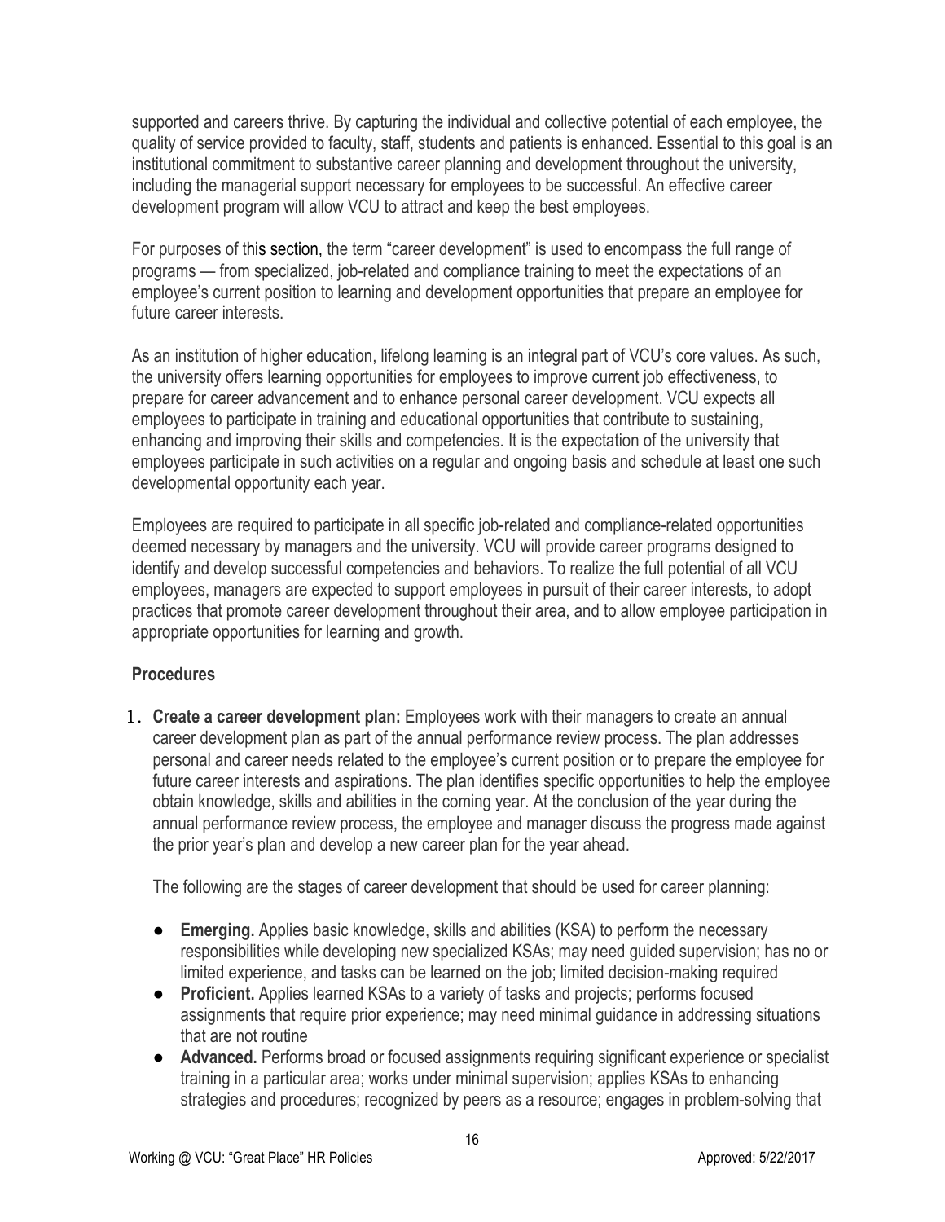supported and careers thrive. By capturing the individual and collective potential of each employee, the quality of service provided to faculty, staff, students and patients is enhanced. Essential to this goal is an institutional commitment to substantive career planning and development throughout the university, including the managerial support necessary for employees to be successful. An effective career development program will allow VCU to attract and keep the best employees.

For purposes of this section, the term "career development" is used to encompass the full range of programs — from specialized, job-related and compliance training to meet the expectations of an employee's current position to learning and development opportunities that prepare an employee for future career interests.

As an institution of higher education, lifelong learning is an integral part of VCU's core values. As such, the university offers learning opportunities for employees to improve current job effectiveness, to prepare for career advancement and to enhance personal career development. VCU expects all employees to participate in training and educational opportunities that contribute to sustaining, enhancing and improving their skills and competencies. It is the expectation of the university that employees participate in such activities on a regular and ongoing basis and schedule at least one such developmental opportunity each year.

Employees are required to participate in all specific job-related and compliance-related opportunities deemed necessary by managers and the university. VCU will provide career programs designed to identify and develop successful competencies and behaviors. To realize the full potential of all VCU employees, managers are expected to support employees in pursuit of their career interests, to adopt practices that promote career development throughout their area, and to allow employee participation in appropriate opportunities for learning and growth.

### Procedures

1. **Create a career development plan:** Employees work with their managers to create an annual career development plan as part of the annual performance review process. The plan addresses personal and career needs related to the employee's current position or to prepare the employee for future career interests and aspirations. The plan identifies specific opportunities to help the employee obtain knowledge, skills and abilities in the coming year. At the conclusion of the year during the annual performance review process, the employee and manager discuss the progress made against the prior year's plan and develop a new career plan for the year ahead.

   The following are the stages of career development that should be used for career planning:

   - **Emerging.** Applies basic knowledge, skills and abilities (KSA) to perform the necessary responsibilities while developing new specialized KSAs; may need guided supervision; has no or limited experience, and tasks can be learned on the job; limited decision-making required
   - **Proficient.** Applies learned KSAs to a variety of tasks and projects; performs focused assignments that require prior experience; may need minimal guidance in addressing situations that are not routine
   - **Advanced.** Performs broad or focused assignments requiring significant experience or specialist training in a particular area; works under minimal supervision; applies KSAs to enhancing strategies and procedures; recognized by peers as a resource; engages in problem-solving that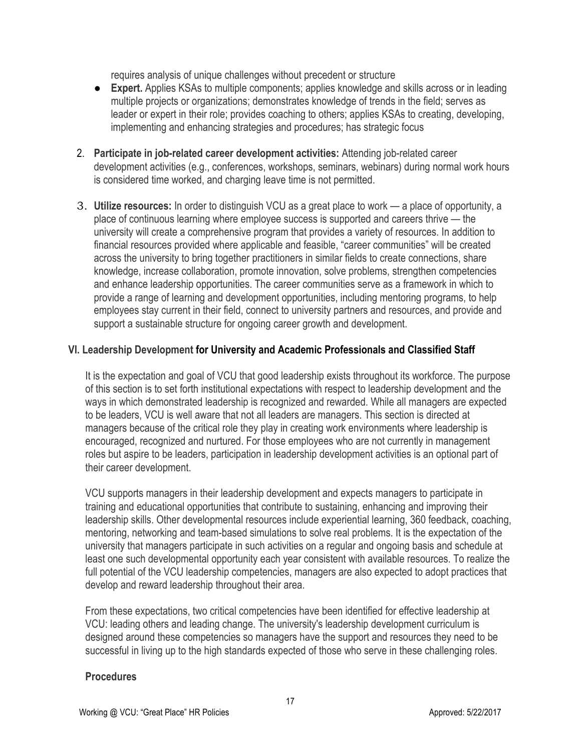requires analysis of unique challenges without precedent or structure

- **Expert.** Applies KSAs to multiple components; applies knowledge and skills across or in leading multiple projects or organizations; demonstrates knowledge of trends in the field; serves as leader or expert in their role; provides coaching to others; applies KSAs to creating, developing, implementing and enhancing strategies and procedures; has strategic focus

2. **Participate in job-related career development activities:** Attending job-related career development activities (e.g., conferences, workshops, seminars, webinars) during normal work hours is considered time worked, and charging leave time is not permitted.

3. **Utilize resources:** In order to distinguish VCU as a great place to work — a place of opportunity, a place of continuous learning where employee success is supported and careers thrive — the university will create a comprehensive program that provides a variety of resources. In addition to financial resources provided where applicable and feasible, "career communities" will be created across the university to bring together practitioners in similar fields to create connections, share knowledge, increase collaboration, promote innovation, solve problems, strengthen competencies and enhance leadership opportunities. The career communities serve as a framework in which to provide a range of learning and development opportunities, including mentoring programs, to help employees stay current in their field, connect to university partners and resources, and provide and support a sustainable structure for ongoing career growth and development.

## VI. Leadership Development for University and Academic Professionals and Classified Staff

It is the expectation and goal of VCU that good leadership exists throughout its workforce. The purpose of this section is to set forth institutional expectations with respect to leadership development and the ways in which demonstrated leadership is recognized and rewarded. While all managers are expected to be leaders, VCU is well aware that not all leaders are managers. This section is directed at managers because of the critical role they play in creating work environments where leadership is encouraged, recognized and nurtured. For those employees who are not currently in management roles but aspire to be leaders, participation in leadership development activities is an optional part of their career development.

VCU supports managers in their leadership development and expects managers to participate in training and educational opportunities that contribute to sustaining, enhancing and improving their leadership skills. Other developmental resources include experiential learning, 360 feedback, coaching, mentoring, networking and team-based simulations to solve real problems. It is the expectation of the university that managers participate in such activities on a regular and ongoing basis and schedule at least one such developmental opportunity each year consistent with available resources. To realize the full potential of the VCU leadership competencies, managers are also expected to adopt practices that develop and reward leadership throughout their area.

From these expectations, two critical competencies have been identified for effective leadership at VCU: leading others and leading change. The university's leadership development curriculum is designed around these competencies so managers have the support and resources they need to be successful in living up to the high standards expected of those who serve in these challenging roles.

### Procedures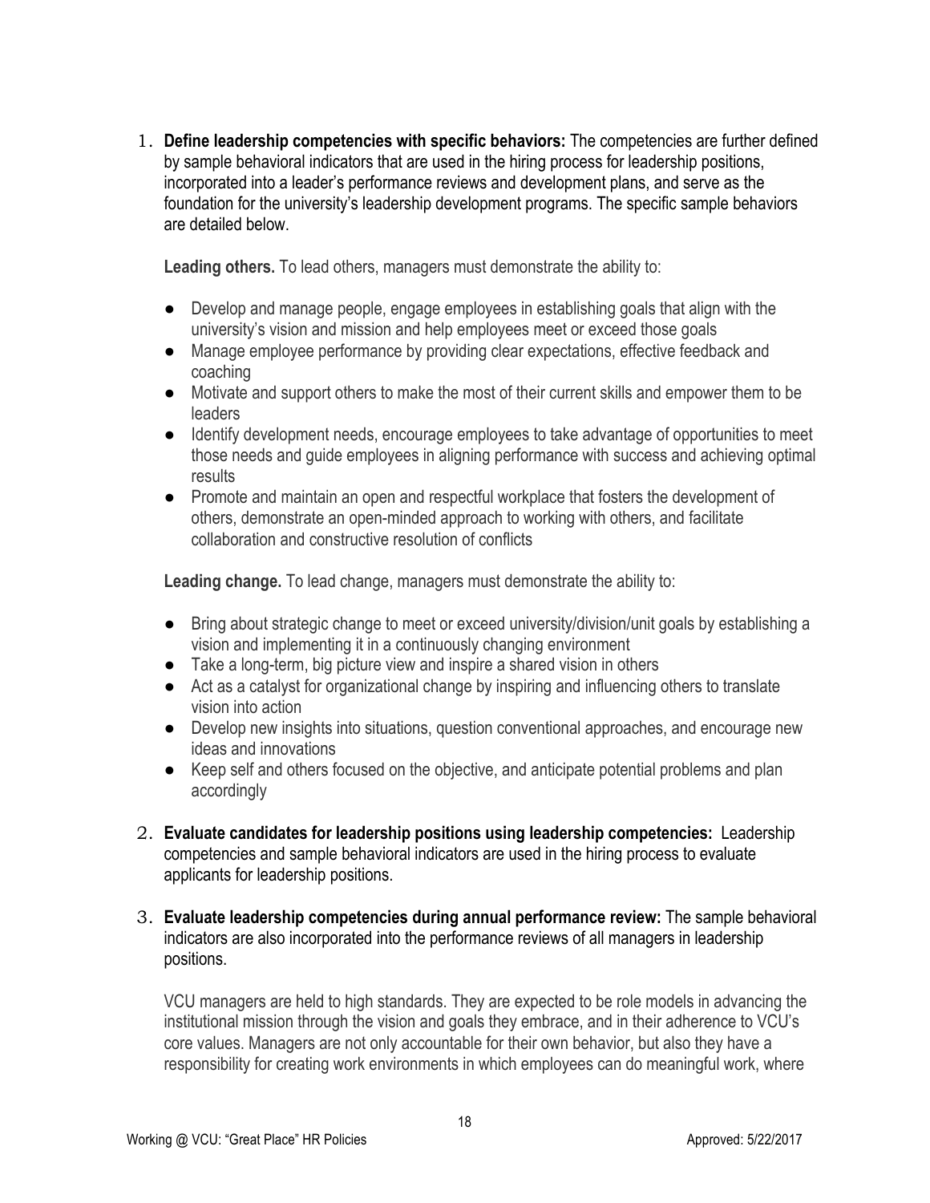1. **Define leadership competencies with specific behaviors:** The competencies are further defined by sample behavioral indicators that are used in the hiring process for leadership positions, incorporated into a leader's performance reviews and development plans, and serve as the foundation for the university's leadership development programs. The specific sample behaviors are detailed below.

   **Leading others.** To lead others, managers must demonstrate the ability to:

   - Develop and manage people, engage employees in establishing goals that align with the university's vision and mission and help employees meet or exceed those goals
   - Manage employee performance by providing clear expectations, effective feedback and coaching
   - Motivate and support others to make the most of their current skills and empower them to be leaders
   - Identify development needs, encourage employees to take advantage of opportunities to meet those needs and guide employees in aligning performance with success and achieving optimal results
   - Promote and maintain an open and respectful workplace that fosters the development of others, demonstrate an open-minded approach to working with others, and facilitate collaboration and constructive resolution of conflicts

   **Leading change.** To lead change, managers must demonstrate the ability to:

   - Bring about strategic change to meet or exceed university/division/unit goals by establishing a vision and implementing it in a continuously changing environment
   - Take a long-term, big picture view and inspire a shared vision in others
   - Act as a catalyst for organizational change by inspiring and influencing others to translate vision into action
   - Develop new insights into situations, question conventional approaches, and encourage new ideas and innovations
   - Keep self and others focused on the objective, and anticipate potential problems and plan accordingly

2. **Evaluate candidates for leadership positions using leadership competencies:** Leadership competencies and sample behavioral indicators are used in the hiring process to evaluate applicants for leadership positions.

3. **Evaluate leadership competencies during annual performance review:** The sample behavioral indicators are also incorporated into the performance reviews of all managers in leadership positions.

   VCU managers are held to high standards. They are expected to be role models in advancing the institutional mission through the vision and goals they embrace, and in their adherence to VCU's core values. Managers are not only accountable for their own behavior, but also they have a responsibility for creating work environments in which employees can do meaningful work, where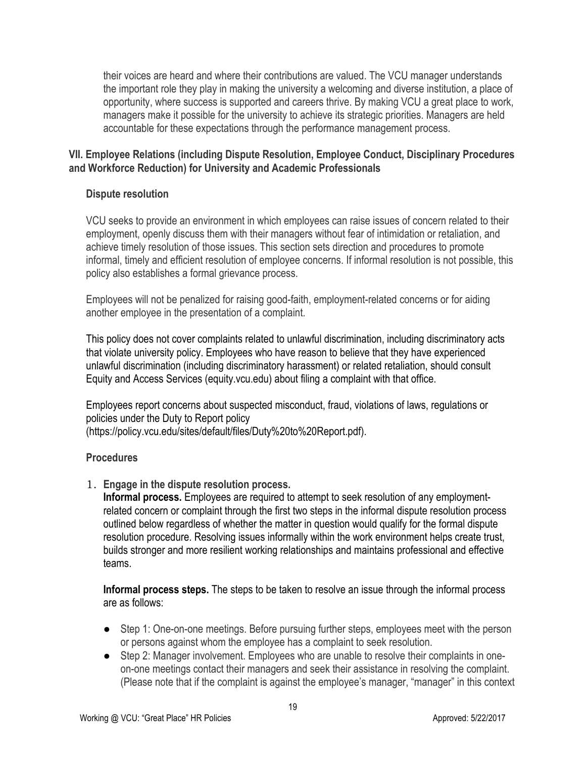their voices are heard and where their contributions are valued. The VCU manager understands the important role they play in making the university a welcoming and diverse institution, a place of opportunity, where success is supported and careers thrive. By making VCU a great place to work, managers make it possible for the university to achieve its strategic priorities. Managers are held accountable for these expectations through the performance management process.

## VII. Employee Relations (including Dispute Resolution, Employee Conduct, Disciplinary Procedures and Workforce Reduction) for University and Academic Professionals

### Dispute resolution

VCU seeks to provide an environment in which employees can raise issues of concern related to their employment, openly discuss them with their managers without fear of intimidation or retaliation, and achieve timely resolution of those issues. This section sets direction and procedures to promote informal, timely and efficient resolution of employee concerns. If informal resolution is not possible, this policy also establishes a formal grievance process.

Employees will not be penalized for raising good-faith, employment-related concerns or for aiding another employee in the presentation of a complaint.

This policy does not cover complaints related to unlawful discrimination, including discriminatory acts that violate university policy. Employees who have reason to believe that they have experienced unlawful discrimination (including discriminatory harassment) or related retaliation, should consult Equity and Access Services (equity.vcu.edu) about filing a complaint with that office.

Employees report concerns about suspected misconduct, fraud, violations of laws, regulations or policies under the Duty to Report policy (https://policy.vcu.edu/sites/default/files/Duty%20to%20Report.pdf).

### Procedures

1. **Engage in the dispute resolution process.**
   **Informal process.** Employees are required to attempt to seek resolution of any employment-related concern or complaint through the first two steps in the informal dispute resolution process outlined below regardless of whether the matter in question would qualify for the formal dispute resolution procedure. Resolving issues informally within the work environment helps create trust, builds stronger and more resilient working relationships and maintains professional and effective teams.

   **Informal process steps.** The steps to be taken to resolve an issue through the informal process are as follows:

   - Step 1: One-on-one meetings. Before pursuing further steps, employees meet with the person or persons against whom the employee has a complaint to seek resolution.
   - Step 2: Manager involvement. Employees who are unable to resolve their complaints in one-on-one meetings contact their managers and seek their assistance in resolving the complaint. (Please note that if the complaint is against the employee's manager, "manager" in this context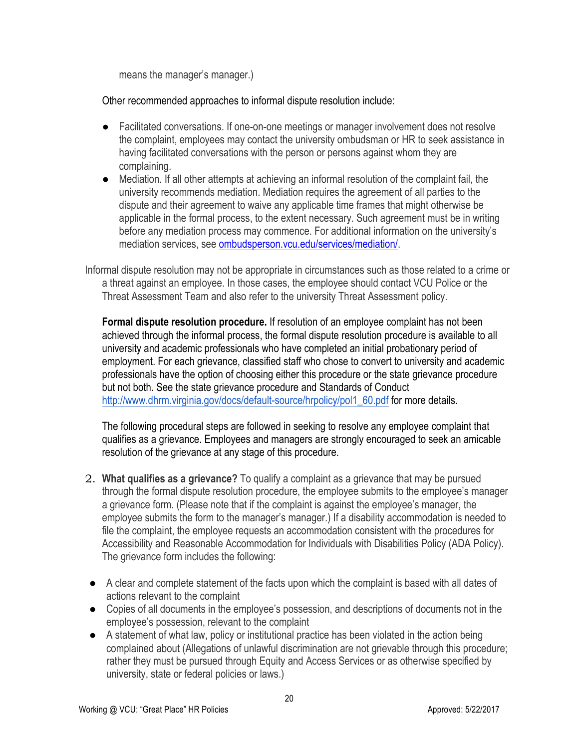means the manager's manager.)

Other recommended approaches to informal dispute resolution include:

- Facilitated conversations. If one-on-one meetings or manager involvement does not resolve the complaint, employees may contact the university ombudsman or HR to seek assistance in having facilitated conversations with the person or persons against whom they are complaining.
- Mediation. If all other attempts at achieving an informal resolution of the complaint fail, the university recommends mediation. Mediation requires the agreement of all parties to the dispute and their agreement to waive any applicable time frames that might otherwise be applicable in the formal process, to the extent necessary. Such agreement must be in writing before any mediation process may commence. For additional information on the university's mediation services, see [ombudsperson.vcu.edu/services/mediation/](ombudsperson.vcu.edu/services/mediation/).

Informal dispute resolution may not be appropriate in circumstances such as those related to a crime or a threat against an employee. In those cases, the employee should contact VCU Police or the Threat Assessment Team and also refer to the university Threat Assessment policy.

**Formal dispute resolution procedure.** If resolution of an employee complaint has not been achieved through the informal process, the formal dispute resolution procedure is available to all university and academic professionals who have completed an initial probationary period of employment. For each grievance, classified staff who chose to convert to university and academic professionals have the option of choosing either this procedure or the state grievance procedure but not both. See the state grievance procedure and Standards of Conduct [http://www.dhrm.virginia.gov/docs/default-source/hrpolicy/pol1_60.pdf](http://www.dhrm.virginia.gov/docs/default-source/hrpolicy/pol1_60.pdf) for more details.

The following procedural steps are followed in seeking to resolve any employee complaint that qualifies as a grievance. Employees and managers are strongly encouraged to seek an amicable resolution of the grievance at any stage of this procedure.

2. **What qualifies as a grievance?** To qualify a complaint as a grievance that may be pursued through the formal dispute resolution procedure, the employee submits to the employee's manager a grievance form. (Please note that if the complaint is against the employee's manager, the employee submits the form to the manager's manager.) If a disability accommodation is needed to file the complaint, the employee requests an accommodation consistent with the procedures for Accessibility and Reasonable Accommodation for Individuals with Disabilities Policy (ADA Policy). The grievance form includes the following:

- A clear and complete statement of the facts upon which the complaint is based with all dates of actions relevant to the complaint
- Copies of all documents in the employee's possession, and descriptions of documents not in the employee's possession, relevant to the complaint
- A statement of what law, policy or institutional practice has been violated in the action being complained about (Allegations of unlawful discrimination are not grievable through this procedure; rather they must be pursued through Equity and Access Services or as otherwise specified by university, state or federal policies or laws.)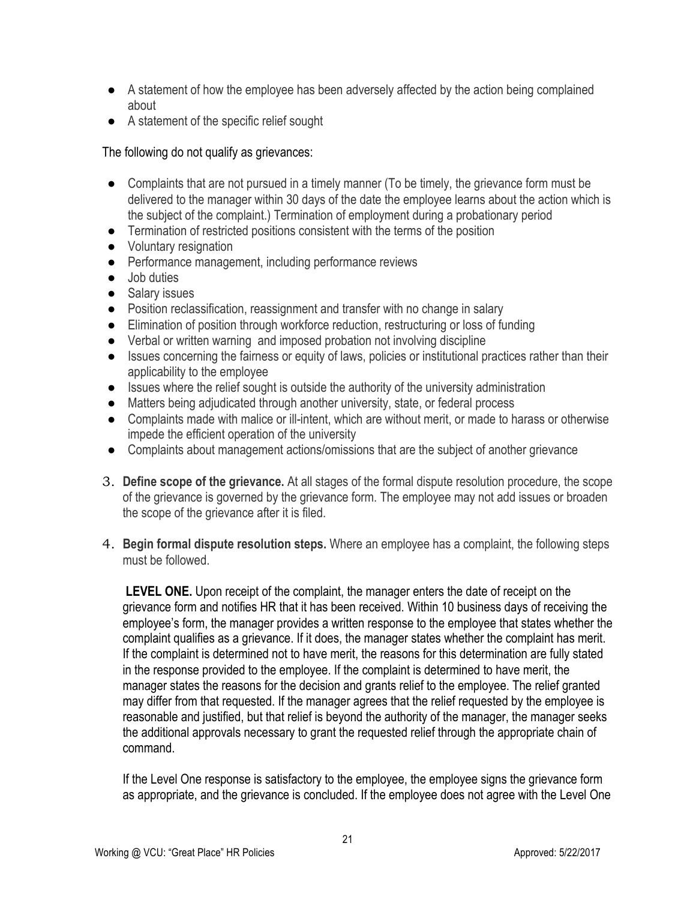- A statement of how the employee has been adversely affected by the action being complained about
- A statement of the specific relief sought

The following do not qualify as grievances:

- Complaints that are not pursued in a timely manner (To be timely, the grievance form must be delivered to the manager within 30 days of the date the employee learns about the action which is the subject of the complaint.) Termination of employment during a probationary period
- Termination of restricted positions consistent with the terms of the position
- Voluntary resignation
- Performance management, including performance reviews
- Job duties
- Salary issues
- Position reclassification, reassignment and transfer with no change in salary
- Elimination of position through workforce reduction, restructuring or loss of funding
- Verbal or written warning and imposed probation not involving discipline
- Issues concerning the fairness or equity of laws, policies or institutional practices rather than their applicability to the employee
- Issues where the relief sought is outside the authority of the university administration
- Matters being adjudicated through another university, state, or federal process
- Complaints made with malice or ill-intent, which are without merit, or made to harass or otherwise impede the efficient operation of the university
- Complaints about management actions/omissions that are the subject of another grievance

3. **Define scope of the grievance.** At all stages of the formal dispute resolution procedure, the scope of the grievance is governed by the grievance form. The employee may not add issues or broaden the scope of the grievance after it is filed.

4. **Begin formal dispute resolution steps.** Where an employee has a complaint, the following steps must be followed.

   **LEVEL ONE.** Upon receipt of the complaint, the manager enters the date of receipt on the grievance form and notifies HR that it has been received. Within 10 business days of receiving the employee's form, the manager provides a written response to the employee that states whether the complaint qualifies as a grievance. If it does, the manager states whether the complaint has merit. If the complaint is determined not to have merit, the reasons for this determination are fully stated in the response provided to the employee. If the complaint is determined to have merit, the manager states the reasons for the decision and grants relief to the employee. The relief granted may differ from that requested. If the manager agrees that the relief requested by the employee is reasonable and justified, but that relief is beyond the authority of the manager, the manager seeks the additional approvals necessary to grant the requested relief through the appropriate chain of command.

   If the Level One response is satisfactory to the employee, the employee signs the grievance form as appropriate, and the grievance is concluded. If the employee does not agree with the Level One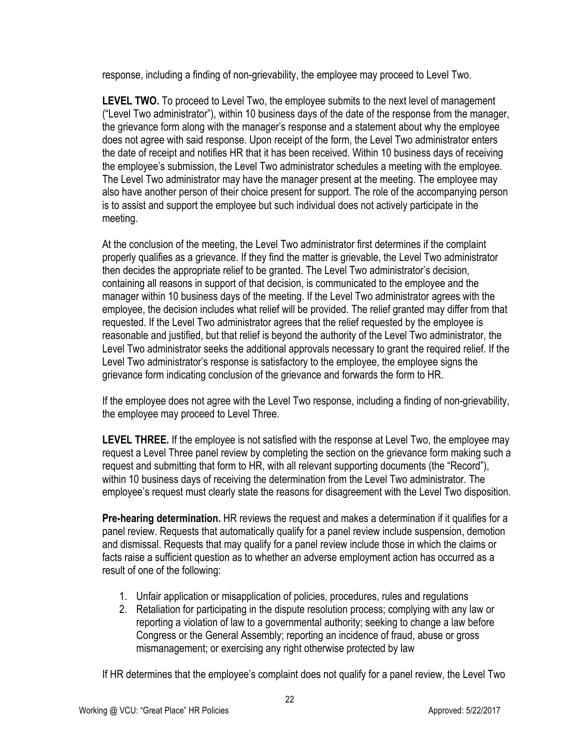response, including a finding of non-grievability, the employee may proceed to Level Two.

**LEVEL TWO.** To proceed to Level Two, the employee submits to the next level of management ("Level Two administrator"), within 10 business days of the date of the response from the manager, the grievance form along with the manager's response and a statement about why the employee does not agree with said response. Upon receipt of the form, the Level Two administrator enters the date of receipt and notifies HR that it has been received. Within 10 business days of receiving the employee's submission, the Level Two administrator schedules a meeting with the employee. The Level Two administrator may have the manager present at the meeting. The employee may also have another person of their choice present for support. The role of the accompanying person is to assist and support the employee but such individual does not actively participate in the meeting.

At the conclusion of the meeting, the Level Two administrator first determines if the complaint properly qualifies as a grievance. If they find the matter is grievable, the Level Two administrator then decides the appropriate relief to be granted. The Level Two administrator's decision, containing all reasons in support of that decision, is communicated to the employee and the manager within 10 business days of the meeting. If the Level Two administrator agrees with the employee, the decision includes what relief will be provided. The relief granted may differ from that requested. If the Level Two administrator agrees that the relief requested by the employee is reasonable and justified, but that relief is beyond the authority of the Level Two administrator, the Level Two administrator seeks the additional approvals necessary to grant the required relief. If the Level Two administrator's response is satisfactory to the employee, the employee signs the grievance form indicating conclusion of the grievance and forwards the form to HR.

If the employee does not agree with the Level Two response, including a finding of non-grievability, the employee may proceed to Level Three.

**LEVEL THREE.** If the employee is not satisfied with the response at Level Two, the employee may request a Level Three panel review by completing the section on the grievance form making such a request and submitting that form to HR, with all relevant supporting documents (the "Record"), within 10 business days of receiving the determination from the Level Two administrator. The employee's request must clearly state the reasons for disagreement with the Level Two disposition.

**Pre-hearing determination.** HR reviews the request and makes a determination if it qualifies for a panel review. Requests that automatically qualify for a panel review include suspension, demotion and dismissal. Requests that may qualify for a panel review include those in which the claims or facts raise a sufficient question as to whether an adverse employment action has occurred as a result of one of the following:

1. Unfair application or misapplication of policies, procedures, rules and regulations
2. Retaliation for participating in the dispute resolution process; complying with any law or reporting a violation of law to a governmental authority; seeking to change a law before Congress or the General Assembly; reporting an incidence of fraud, abuse or gross mismanagement; or exercising any right otherwise protected by law

If HR determines that the employee's complaint does not qualify for a panel review, the Level Two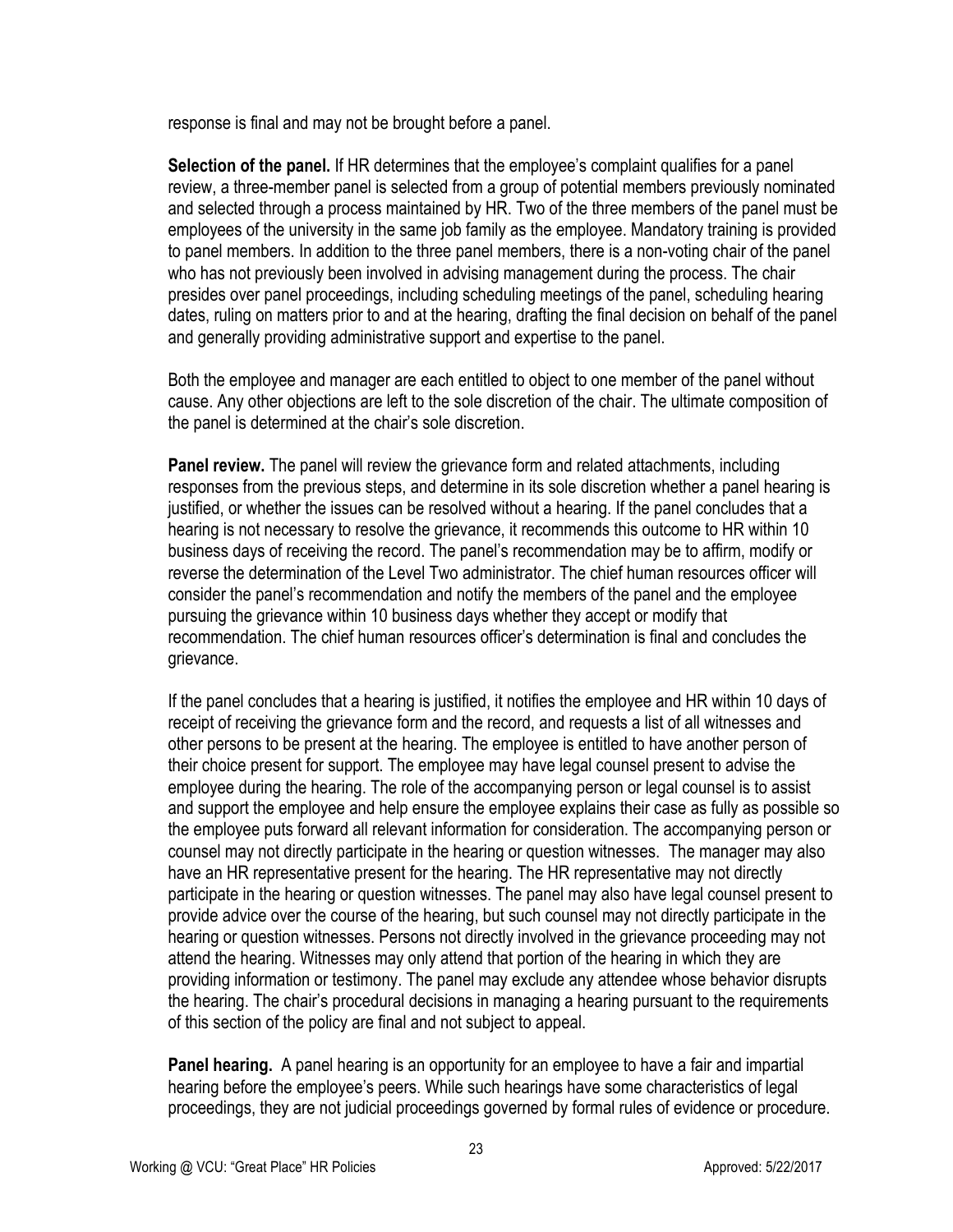response is final and may not be brought before a panel.

**Selection of the panel.** If HR determines that the employee's complaint qualifies for a panel review, a three-member panel is selected from a group of potential members previously nominated and selected through a process maintained by HR. Two of the three members of the panel must be employees of the university in the same job family as the employee. Mandatory training is provided to panel members. In addition to the three panel members, there is a non-voting chair of the panel who has not previously been involved in advising management during the process. The chair presides over panel proceedings, including scheduling meetings of the panel, scheduling hearing dates, ruling on matters prior to and at the hearing, drafting the final decision on behalf of the panel and generally providing administrative support and expertise to the panel.

Both the employee and manager are each entitled to object to one member of the panel without cause. Any other objections are left to the sole discretion of the chair. The ultimate composition of the panel is determined at the chair's sole discretion.

**Panel review.** The panel will review the grievance form and related attachments, including responses from the previous steps, and determine in its sole discretion whether a panel hearing is justified, or whether the issues can be resolved without a hearing. If the panel concludes that a hearing is not necessary to resolve the grievance, it recommends this outcome to HR within 10 business days of receiving the record. The panel's recommendation may be to affirm, modify or reverse the determination of the Level Two administrator. The chief human resources officer will consider the panel's recommendation and notify the members of the panel and the employee pursuing the grievance within 10 business days whether they accept or modify that recommendation. The chief human resources officer's determination is final and concludes the grievance.

If the panel concludes that a hearing is justified, it notifies the employee and HR within 10 days of receipt of receiving the grievance form and the record, and requests a list of all witnesses and other persons to be present at the hearing. The employee is entitled to have another person of their choice present for support. The employee may have legal counsel present to advise the employee during the hearing. The role of the accompanying person or legal counsel is to assist and support the employee and help ensure the employee explains their case as fully as possible so the employee puts forward all relevant information for consideration. The accompanying person or counsel may not directly participate in the hearing or question witnesses. The manager may also have an HR representative present for the hearing. The HR representative may not directly participate in the hearing or question witnesses. The panel may also have legal counsel present to provide advice over the course of the hearing, but such counsel may not directly participate in the hearing or question witnesses. Persons not directly involved in the grievance proceeding may not attend the hearing. Witnesses may only attend that portion of the hearing in which they are providing information or testimony. The panel may exclude any attendee whose behavior disrupts the hearing. The chair's procedural decisions in managing a hearing pursuant to the requirements of this section of the policy are final and not subject to appeal.

**Panel hearing.** A panel hearing is an opportunity for an employee to have a fair and impartial hearing before the employee's peers. While such hearings have some characteristics of legal proceedings, they are not judicial proceedings governed by formal rules of evidence or procedure.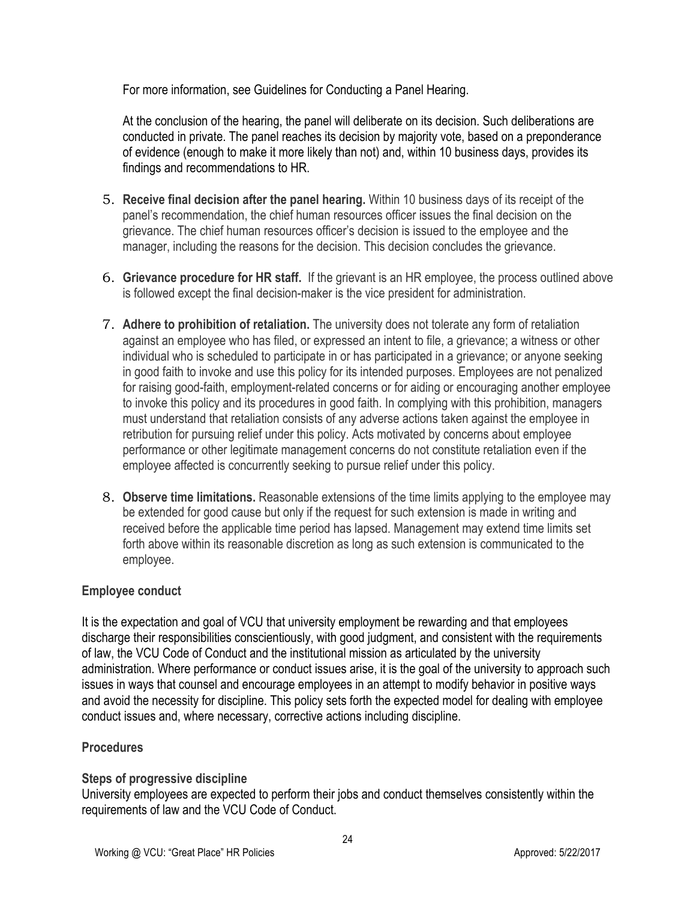For more information, see Guidelines for Conducting a Panel Hearing.

At the conclusion of the hearing, the panel will deliberate on its decision. Such deliberations are conducted in private. The panel reaches its decision by majority vote, based on a preponderance of evidence (enough to make it more likely than not) and, within 10 business days, provides its findings and recommendations to HR.

5. **Receive final decision after the panel hearing.** Within 10 business days of its receipt of the panel's recommendation, the chief human resources officer issues the final decision on the grievance. The chief human resources officer's decision is issued to the employee and the manager, including the reasons for the decision. This decision concludes the grievance.

6. **Grievance procedure for HR staff.** If the grievant is an HR employee, the process outlined above is followed except the final decision-maker is the vice president for administration.

7. **Adhere to prohibition of retaliation.** The university does not tolerate any form of retaliation against an employee who has filed, or expressed an intent to file, a grievance; a witness or other individual who is scheduled to participate in or has participated in a grievance; or anyone seeking in good faith to invoke and use this policy for its intended purposes. Employees are not penalized for raising good-faith, employment-related concerns or for aiding or encouraging another employee to invoke this policy and its procedures in good faith. In complying with this prohibition, managers must understand that retaliation consists of any adverse actions taken against the employee in retribution for pursuing relief under this policy. Acts motivated by concerns about employee performance or other legitimate management concerns do not constitute retaliation even if the employee affected is concurrently seeking to pursue relief under this policy.

8. **Observe time limitations.** Reasonable extensions of the time limits applying to the employee may be extended for good cause but only if the request for such extension is made in writing and received before the applicable time period has lapsed. Management may extend time limits set forth above within its reasonable discretion as long as such extension is communicated to the employee.

### Employee conduct

It is the expectation and goal of VCU that university employment be rewarding and that employees discharge their responsibilities conscientiously, with good judgment, and consistent with the requirements of law, the VCU Code of Conduct and the institutional mission as articulated by the university administration. Where performance or conduct issues arise, it is the goal of the university to approach such issues in ways that counsel and encourage employees in an attempt to modify behavior in positive ways and avoid the necessity for discipline. This policy sets forth the expected model for dealing with employee conduct issues and, where necessary, corrective actions including discipline.

### Procedures

#### Steps of progressive discipline

University employees are expected to perform their jobs and conduct themselves consistently within the requirements of law and the VCU Code of Conduct.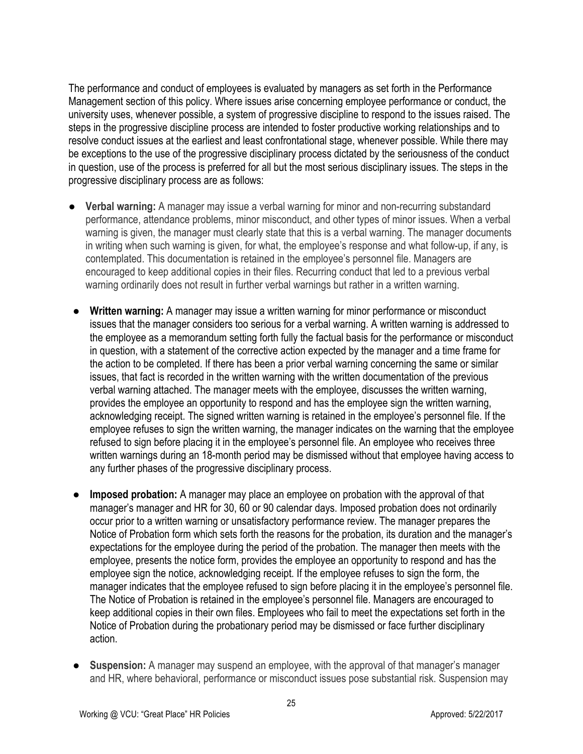The performance and conduct of employees is evaluated by managers as set forth in the Performance Management section of this policy. Where issues arise concerning employee performance or conduct, the university uses, whenever possible, a system of progressive discipline to respond to the issues raised. The steps in the progressive discipline process are intended to foster productive working relationships and to resolve conduct issues at the earliest and least confrontational stage, whenever possible. While there may be exceptions to the use of the progressive disciplinary process dictated by the seriousness of the conduct in question, use of the process is preferred for all but the most serious disciplinary issues. The steps in the progressive disciplinary process are as follows:

- **Verbal warning:** A manager may issue a verbal warning for minor and non-recurring substandard performance, attendance problems, minor misconduct, and other types of minor issues. When a verbal warning is given, the manager must clearly state that this is a verbal warning. The manager documents in writing when such warning is given, for what, the employee's response and what follow-up, if any, is contemplated. This documentation is retained in the employee's personnel file. Managers are encouraged to keep additional copies in their files. Recurring conduct that led to a previous verbal warning ordinarily does not result in further verbal warnings but rather in a written warning.

- **Written warning:** A manager may issue a written warning for minor performance or misconduct issues that the manager considers too serious for a verbal warning. A written warning is addressed to the employee as a memorandum setting forth fully the factual basis for the performance or misconduct in question, with a statement of the corrective action expected by the manager and a time frame for the action to be completed. If there has been a prior verbal warning concerning the same or similar issues, that fact is recorded in the written warning with the written documentation of the previous verbal warning attached. The manager meets with the employee, discusses the written warning, provides the employee an opportunity to respond and has the employee sign the written warning, acknowledging receipt. The signed written warning is retained in the employee's personnel file. If the employee refuses to sign the written warning, the manager indicates on the warning that the employee refused to sign before placing it in the employee's personnel file. An employee who receives three written warnings during an 18-month period may be dismissed without that employee having access to any further phases of the progressive disciplinary process.

- **Imposed probation:** A manager may place an employee on probation with the approval of that manager's manager and HR for 30, 60 or 90 calendar days. Imposed probation does not ordinarily occur prior to a written warning or unsatisfactory performance review. The manager prepares the Notice of Probation form which sets forth the reasons for the probation, its duration and the manager's expectations for the employee during the period of the probation. The manager then meets with the employee, presents the notice form, provides the employee an opportunity to respond and has the employee sign the notice, acknowledging receipt. If the employee refuses to sign the form, the manager indicates that the employee refused to sign before placing it in the employee's personnel file. The Notice of Probation is retained in the employee's personnel file. Managers are encouraged to keep additional copies in their own files. Employees who fail to meet the expectations set forth in the Notice of Probation during the probationary period may be dismissed or face further disciplinary action.

- **Suspension:** A manager may suspend an employee, with the approval of that manager's manager and HR, where behavioral, performance or misconduct issues pose substantial risk. Suspension may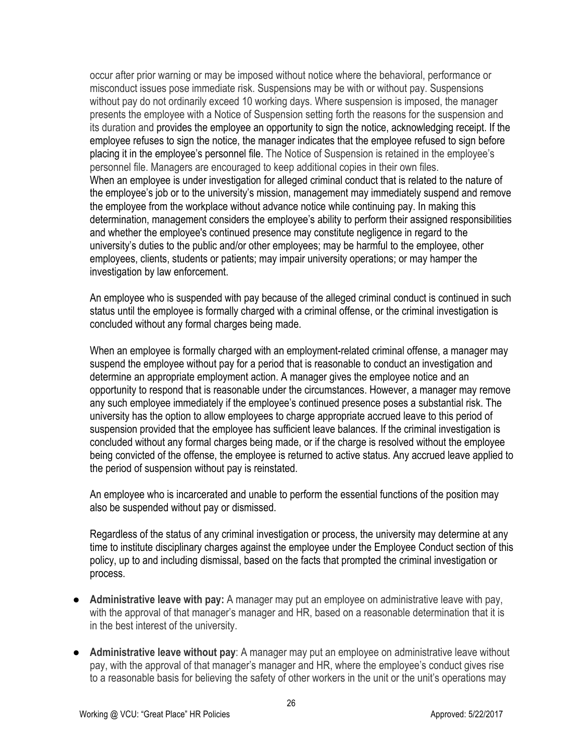occur after prior warning or may be imposed without notice where the behavioral, performance or misconduct issues pose immediate risk. Suspensions may be with or without pay. Suspensions without pay do not ordinarily exceed 10 working days. Where suspension is imposed, the manager presents the employee with a Notice of Suspension setting forth the reasons for the suspension and its duration and provides the employee an opportunity to sign the notice, acknowledging receipt. If the employee refuses to sign the notice, the manager indicates that the employee refused to sign before placing it in the employee's personnel file. The Notice of Suspension is retained in the employee's personnel file. Managers are encouraged to keep additional copies in their own files.
When an employee is under investigation for alleged criminal conduct that is related to the nature of the employee's job or to the university's mission, management may immediately suspend and remove the employee from the workplace without advance notice while continuing pay. In making this determination, management considers the employee's ability to perform their assigned responsibilities and whether the employee's continued presence may constitute negligence in regard to the university's duties to the public and/or other employees; may be harmful to the employee, other employees, clients, students or patients; may impair university operations; or may hamper the investigation by law enforcement.

An employee who is suspended with pay because of the alleged criminal conduct is continued in such status until the employee is formally charged with a criminal offense, or the criminal investigation is concluded without any formal charges being made.

When an employee is formally charged with an employment-related criminal offense, a manager may suspend the employee without pay for a period that is reasonable to conduct an investigation and determine an appropriate employment action. A manager gives the employee notice and an opportunity to respond that is reasonable under the circumstances. However, a manager may remove any such employee immediately if the employee's continued presence poses a substantial risk. The university has the option to allow employees to charge appropriate accrued leave to this period of suspension provided that the employee has sufficient leave balances. If the criminal investigation is concluded without any formal charges being made, or if the charge is resolved without the employee being convicted of the offense, the employee is returned to active status. Any accrued leave applied to the period of suspension without pay is reinstated.

An employee who is incarcerated and unable to perform the essential functions of the position may also be suspended without pay or dismissed.

Regardless of the status of any criminal investigation or process, the university may determine at any time to institute disciplinary charges against the employee under the Employee Conduct section of this policy, up to and including dismissal, based on the facts that prompted the criminal investigation or process.

- **Administrative leave with pay:** A manager may put an employee on administrative leave with pay, with the approval of that manager's manager and HR, based on a reasonable determination that it is in the best interest of the university.
- **Administrative leave without pay**: A manager may put an employee on administrative leave without pay, with the approval of that manager's manager and HR, where the employee's conduct gives rise to a reasonable basis for believing the safety of other workers in the unit or the unit's operations may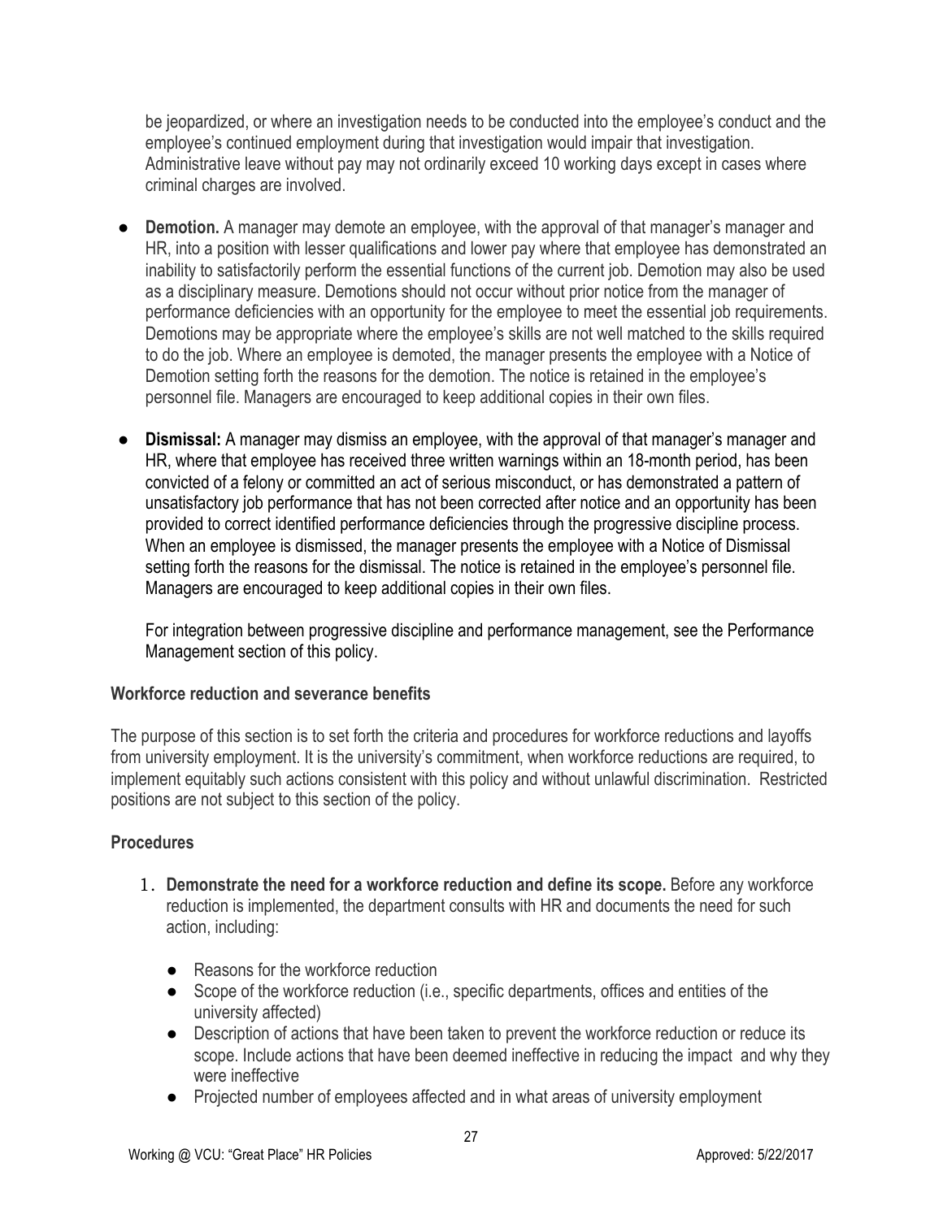be jeopardized, or where an investigation needs to be conducted into the employee's conduct and the employee's continued employment during that investigation would impair that investigation. Administrative leave without pay may not ordinarily exceed 10 working days except in cases where criminal charges are involved.

- **Demotion.** A manager may demote an employee, with the approval of that manager's manager and HR, into a position with lesser qualifications and lower pay where that employee has demonstrated an inability to satisfactorily perform the essential functions of the current job. Demotion may also be used as a disciplinary measure. Demotions should not occur without prior notice from the manager of performance deficiencies with an opportunity for the employee to meet the essential job requirements. Demotions may be appropriate where the employee's skills are not well matched to the skills required to do the job. Where an employee is demoted, the manager presents the employee with a Notice of Demotion setting forth the reasons for the demotion. The notice is retained in the employee's personnel file. Managers are encouraged to keep additional copies in their own files.

- **Dismissal:** A manager may dismiss an employee, with the approval of that manager's manager and HR, where that employee has received three written warnings within an 18-month period, has been convicted of a felony or committed an act of serious misconduct, or has demonstrated a pattern of unsatisfactory job performance that has not been corrected after notice and an opportunity has been provided to correct identified performance deficiencies through the progressive discipline process. When an employee is dismissed, the manager presents the employee with a Notice of Dismissal setting forth the reasons for the dismissal. The notice is retained in the employee's personnel file. Managers are encouraged to keep additional copies in their own files.

  For integration between progressive discipline and performance management, see the Performance Management section of this policy.

### Workforce reduction and severance benefits

The purpose of this section is to set forth the criteria and procedures for workforce reductions and layoffs from university employment. It is the university's commitment, when workforce reductions are required, to implement equitably such actions consistent with this policy and without unlawful discrimination. Restricted positions are not subject to this section of the policy.

### Procedures

1. **Demonstrate the need for a workforce reduction and define its scope.** Before any workforce reduction is implemented, the department consults with HR and documents the need for such action, including:

   - Reasons for the workforce reduction
   - Scope of the workforce reduction (i.e., specific departments, offices and entities of the university affected)
   - Description of actions that have been taken to prevent the workforce reduction or reduce its scope. Include actions that have been deemed ineffective in reducing the impact and why they were ineffective
   - Projected number of employees affected and in what areas of university employment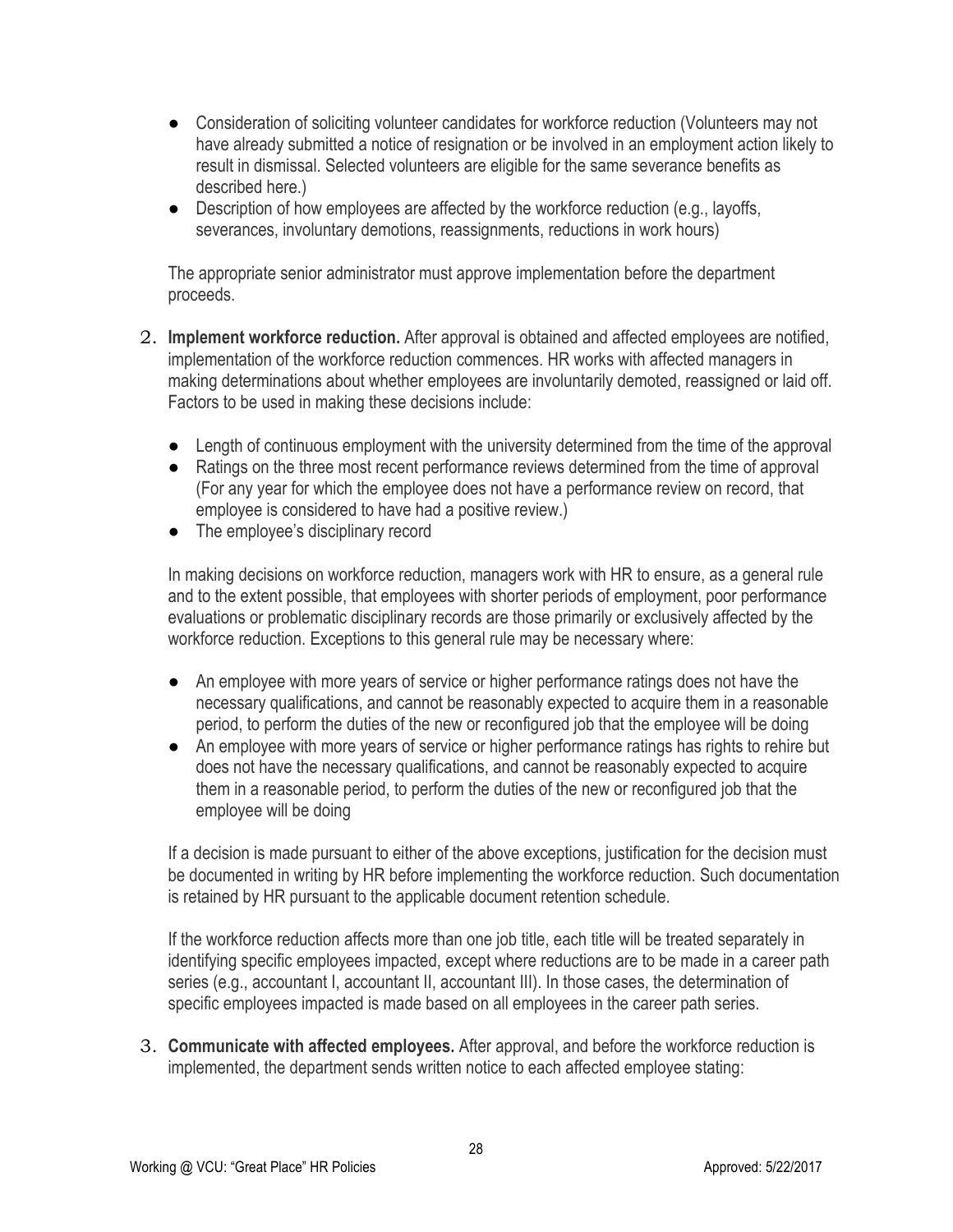- Consideration of soliciting volunteer candidates for workforce reduction (Volunteers may not have already submitted a notice of resignation or be involved in an employment action likely to result in dismissal. Selected volunteers are eligible for the same severance benefits as described here.)
- Description of how employees are affected by the workforce reduction (e.g., layoffs, severances, involuntary demotions, reassignments, reductions in work hours)

The appropriate senior administrator must approve implementation before the department proceeds.

2. **Implement workforce reduction.** After approval is obtained and affected employees are notified, implementation of the workforce reduction commences. HR works with affected managers in making determinations about whether employees are involuntarily demoted, reassigned or laid off. Factors to be used in making these decisions include:

   - Length of continuous employment with the university determined from the time of the approval
   - Ratings on the three most recent performance reviews determined from the time of approval (For any year for which the employee does not have a performance review on record, that employee is considered to have had a positive review.)
   - The employee's disciplinary record

   In making decisions on workforce reduction, managers work with HR to ensure, as a general rule and to the extent possible, that employees with shorter periods of employment, poor performance evaluations or problematic disciplinary records are those primarily or exclusively affected by the workforce reduction. Exceptions to this general rule may be necessary where:

   - An employee with more years of service or higher performance ratings does not have the necessary qualifications, and cannot be reasonably expected to acquire them in a reasonable period, to perform the duties of the new or reconfigured job that the employee will be doing
   - An employee with more years of service or higher performance ratings has rights to rehire but does not have the necessary qualifications, and cannot be reasonably expected to acquire them in a reasonable period, to perform the duties of the new or reconfigured job that the employee will be doing

   If a decision is made pursuant to either of the above exceptions, justification for the decision must be documented in writing by HR before implementing the workforce reduction. Such documentation is retained by HR pursuant to the applicable document retention schedule.

   If the workforce reduction affects more than one job title, each title will be treated separately in identifying specific employees impacted, except where reductions are to be made in a career path series (e.g., accountant I, accountant II, accountant III). In those cases, the determination of specific employees impacted is made based on all employees in the career path series.

3. **Communicate with affected employees.** After approval, and before the workforce reduction is implemented, the department sends written notice to each affected employee stating: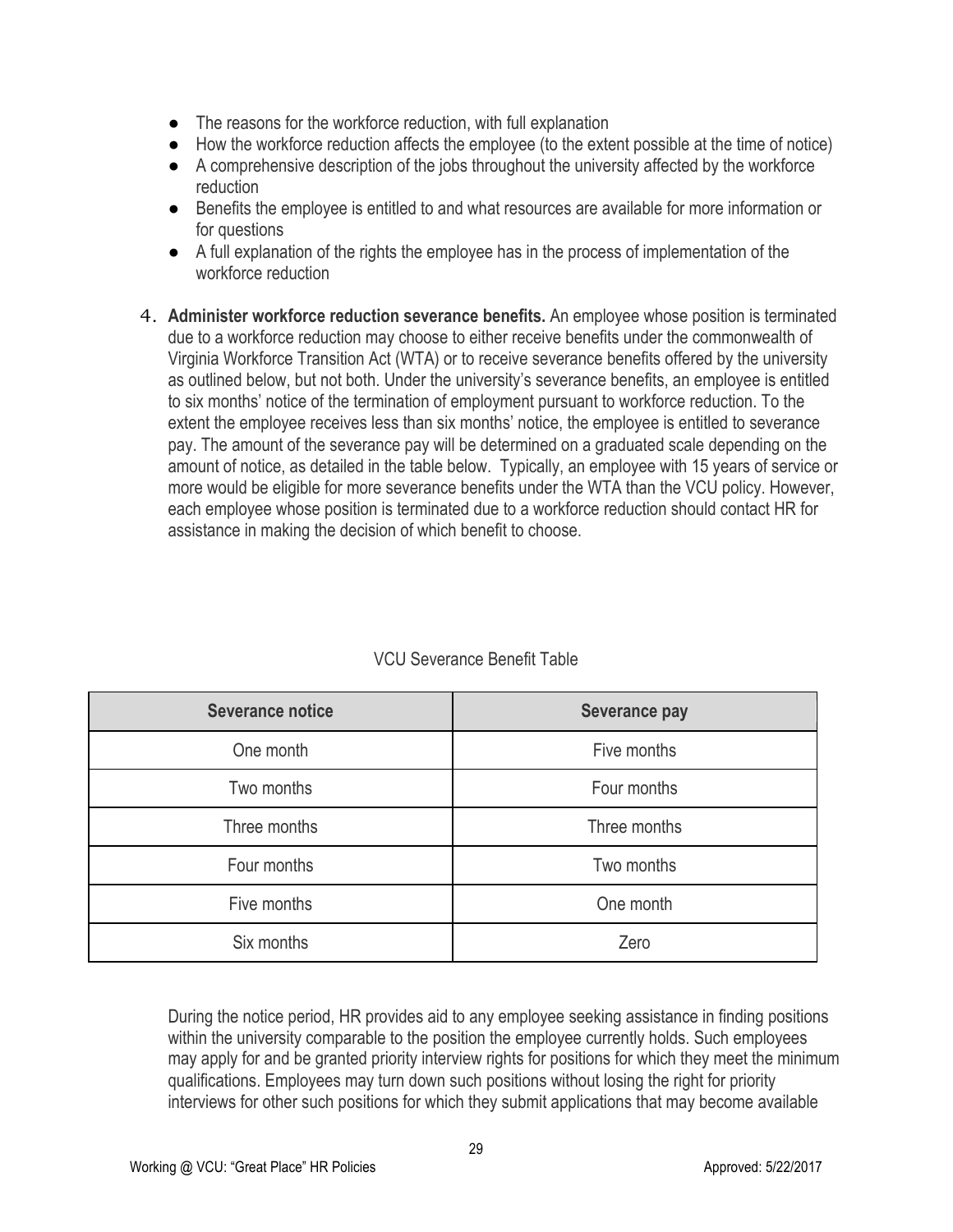- The reasons for the workforce reduction, with full explanation
- How the workforce reduction affects the employee (to the extent possible at the time of notice)
- A comprehensive description of the jobs throughout the university affected by the workforce reduction
- Benefits the employee is entitled to and what resources are available for more information or for questions
- A full explanation of the rights the employee has in the process of implementation of the workforce reduction

4. **Administer workforce reduction severance benefits.** An employee whose position is terminated due to a workforce reduction may choose to either receive benefits under the commonwealth of Virginia Workforce Transition Act (WTA) or to receive severance benefits offered by the university as outlined below, but not both. Under the university's severance benefits, an employee is entitled to six months' notice of the termination of employment pursuant to workforce reduction. To the extent the employee receives less than six months' notice, the employee is entitled to severance pay. The amount of the severance pay will be determined on a graduated scale depending on the amount of notice, as detailed in the table below. Typically, an employee with 15 years of service or more would be eligible for more severance benefits under the WTA than the VCU policy. However, each employee whose position is terminated due to a workforce reduction should contact HR for assistance in making the decision of which benefit to choose.

VCU Severance Benefit Table

| Severance notice | Severance pay |
|---|---|
| One month | Five months |
| Two months | Four months |
| Three months | Three months |
| Four months | Two months |
| Five months | One month |
| Six months | Zero |

During the notice period, HR provides aid to any employee seeking assistance in finding positions within the university comparable to the position the employee currently holds. Such employees may apply for and be granted priority interview rights for positions for which they meet the minimum qualifications. Employees may turn down such positions without losing the right for priority interviews for other such positions for which they submit applications that may become available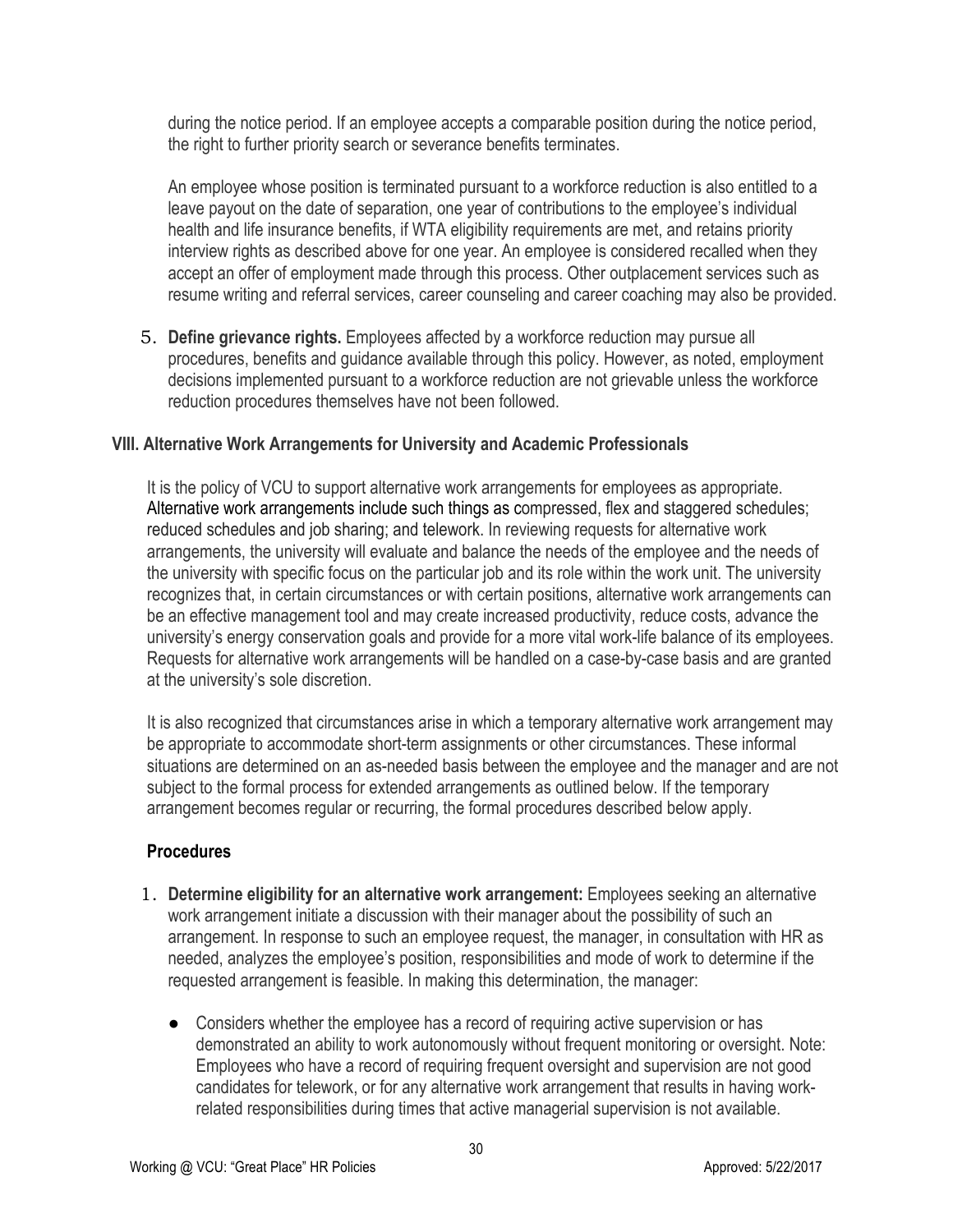during the notice period. If an employee accepts a comparable position during the notice period, the right to further priority search or severance benefits terminates.

An employee whose position is terminated pursuant to a workforce reduction is also entitled to a leave payout on the date of separation, one year of contributions to the employee's individual health and life insurance benefits, if WTA eligibility requirements are met, and retains priority interview rights as described above for one year. An employee is considered recalled when they accept an offer of employment made through this process. Other outplacement services such as resume writing and referral services, career counseling and career coaching may also be provided.

5. **Define grievance rights.** Employees affected by a workforce reduction may pursue all procedures, benefits and guidance available through this policy. However, as noted, employment decisions implemented pursuant to a workforce reduction are not grievable unless the workforce reduction procedures themselves have not been followed.

### VIII. Alternative Work Arrangements for University and Academic Professionals

It is the policy of VCU to support alternative work arrangements for employees as appropriate. Alternative work arrangements include such things as compressed, flex and staggered schedules; reduced schedules and job sharing; and telework. In reviewing requests for alternative work arrangements, the university will evaluate and balance the needs of the employee and the needs of the university with specific focus on the particular job and its role within the work unit. The university recognizes that, in certain circumstances or with certain positions, alternative work arrangements can be an effective management tool and may create increased productivity, reduce costs, advance the university's energy conservation goals and provide for a more vital work-life balance of its employees. Requests for alternative work arrangements will be handled on a case-by-case basis and are granted at the university's sole discretion.

It is also recognized that circumstances arise in which a temporary alternative work arrangement may be appropriate to accommodate short-term assignments or other circumstances. These informal situations are determined on an as-needed basis between the employee and the manager and are not subject to the formal process for extended arrangements as outlined below. If the temporary arrangement becomes regular or recurring, the formal procedures described below apply.

#### Procedures

1. **Determine eligibility for an alternative work arrangement:** Employees seeking an alternative work arrangement initiate a discussion with their manager about the possibility of such an arrangement. In response to such an employee request, the manager, in consultation with HR as needed, analyzes the employee's position, responsibilities and mode of work to determine if the requested arrangement is feasible. In making this determination, the manager:

   - Considers whether the employee has a record of requiring active supervision or has demonstrated an ability to work autonomously without frequent monitoring or oversight. Note: Employees who have a record of requiring frequent oversight and supervision are not good candidates for telework, or for any alternative work arrangement that results in having work-related responsibilities during times that active managerial supervision is not available.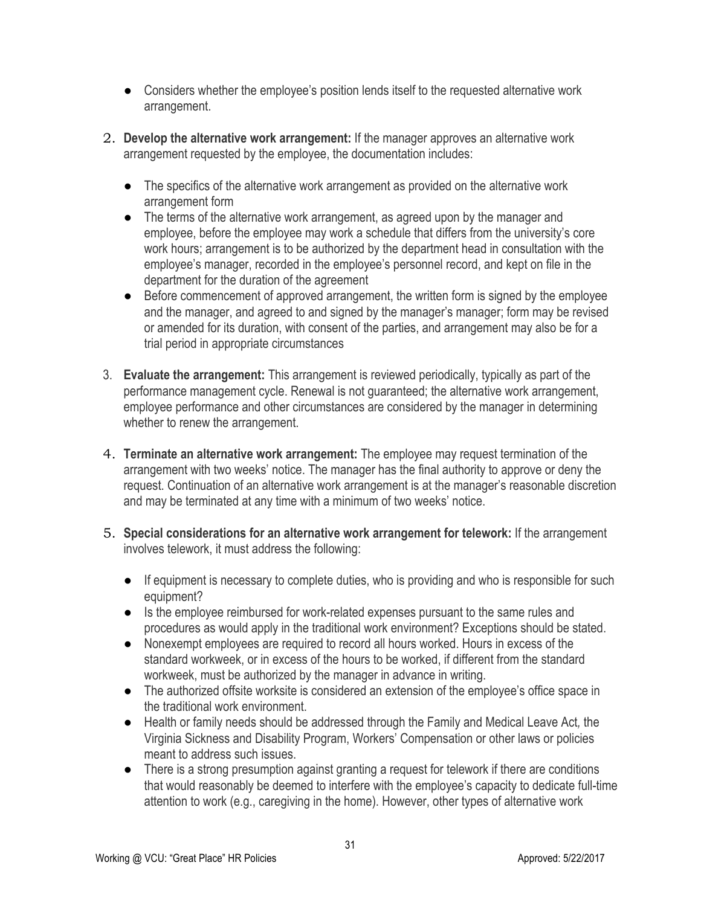- Considers whether the employee's position lends itself to the requested alternative work arrangement.

2. **Develop the alternative work arrangement:** If the manager approves an alternative work arrangement requested by the employee, the documentation includes:

   - The specifics of the alternative work arrangement as provided on the alternative work arrangement form
   - The terms of the alternative work arrangement, as agreed upon by the manager and employee, before the employee may work a schedule that differs from the university's core work hours; arrangement is to be authorized by the department head in consultation with the employee's manager, recorded in the employee's personnel record, and kept on file in the department for the duration of the agreement
   - Before commencement of approved arrangement, the written form is signed by the employee and the manager, and agreed to and signed by the manager's manager; form may be revised or amended for its duration, with consent of the parties, and arrangement may also be for a trial period in appropriate circumstances

3. **Evaluate the arrangement:** This arrangement is reviewed periodically, typically as part of the performance management cycle. Renewal is not guaranteed; the alternative work arrangement, employee performance and other circumstances are considered by the manager in determining whether to renew the arrangement.

4. **Terminate an alternative work arrangement:** The employee may request termination of the arrangement with two weeks' notice. The manager has the final authority to approve or deny the request. Continuation of an alternative work arrangement is at the manager's reasonable discretion and may be terminated at any time with a minimum of two weeks' notice.

5. **Special considerations for an alternative work arrangement for telework:** If the arrangement involves telework, it must address the following:

   - If equipment is necessary to complete duties, who is providing and who is responsible for such equipment?
   - Is the employee reimbursed for work-related expenses pursuant to the same rules and procedures as would apply in the traditional work environment? Exceptions should be stated.
   - Nonexempt employees are required to record all hours worked. Hours in excess of the standard workweek, or in excess of the hours to be worked, if different from the standard workweek, must be authorized by the manager in advance in writing.
   - The authorized offsite worksite is considered an extension of the employee's office space in the traditional work environment.
   - Health or family needs should be addressed through the Family and Medical Leave Act*,* the Virginia Sickness and Disability Program, Workers' Compensation or other laws or policies meant to address such issues.
   - There is a strong presumption against granting a request for telework if there are conditions that would reasonably be deemed to interfere with the employee's capacity to dedicate full-time attention to work (e.g., caregiving in the home). However, other types of alternative work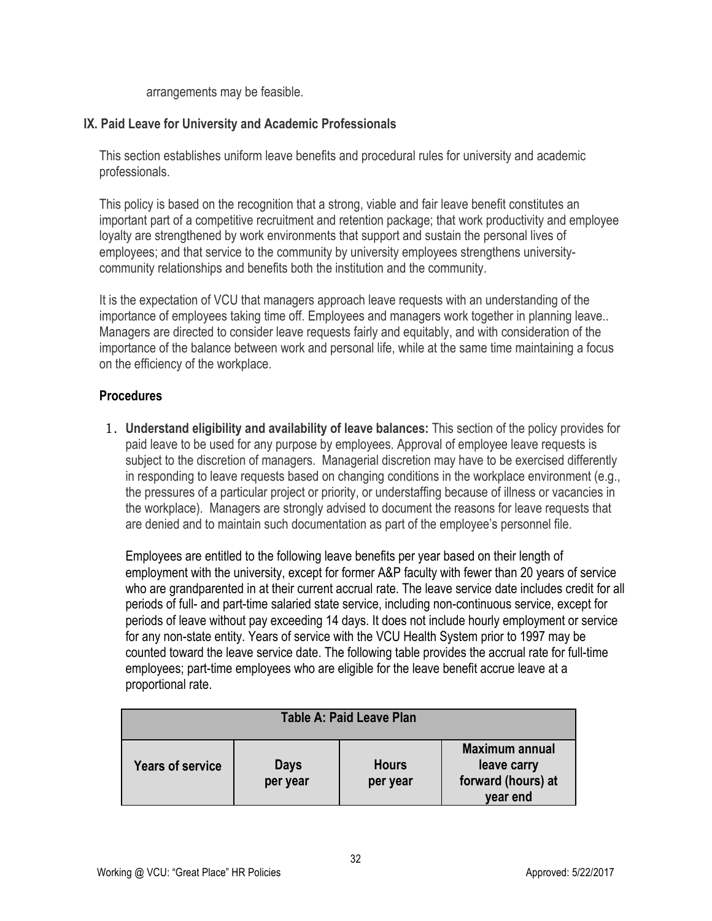arrangements may be feasible.

## IX. Paid Leave for University and Academic Professionals

This section establishes uniform leave benefits and procedural rules for university and academic professionals.

This policy is based on the recognition that a strong, viable and fair leave benefit constitutes an important part of a competitive recruitment and retention package; that work productivity and employee loyalty are strengthened by work environments that support and sustain the personal lives of employees; and that service to the community by university employees strengthens university-community relationships and benefits both the institution and the community.

It is the expectation of VCU that managers approach leave requests with an understanding of the importance of employees taking time off. Employees and managers work together in planning leave.. Managers are directed to consider leave requests fairly and equitably, and with consideration of the importance of the balance between work and personal life, while at the same time maintaining a focus on the efficiency of the workplace.

### Procedures

1. **Understand eligibility and availability of leave balances:** This section of the policy provides for paid leave to be used for any purpose by employees. Approval of employee leave requests is subject to the discretion of managers. Managerial discretion may have to be exercised differently in responding to leave requests based on changing conditions in the workplace environment (e.g., the pressures of a particular project or priority, or understaffing because of illness or vacancies in the workplace). Managers are strongly advised to document the reasons for leave requests that are denied and to maintain such documentation as part of the employee's personnel file.

   Employees are entitled to the following leave benefits per year based on their length of employment with the university, except for former A&P faculty with fewer than 20 years of service who are grandparented in at their current accrual rate. The leave service date includes credit for all periods of full- and part-time salaried state service, including non-continuous service, except for periods of leave without pay exceeding 14 days. It does not include hourly employment or service for any non-state entity. Years of service with the VCU Health System prior to 1997 may be counted toward the leave service date. The following table provides the accrual rate for full-time employees; part-time employees who are eligible for the leave benefit accrue leave at a proportional rate.

| Table A: Paid Leave Plan | | | |
|---|---|---|---|
| **Years of service** | **Days per year** | **Hours per year** | **Maximum annual leave carry forward (hours) at year end** |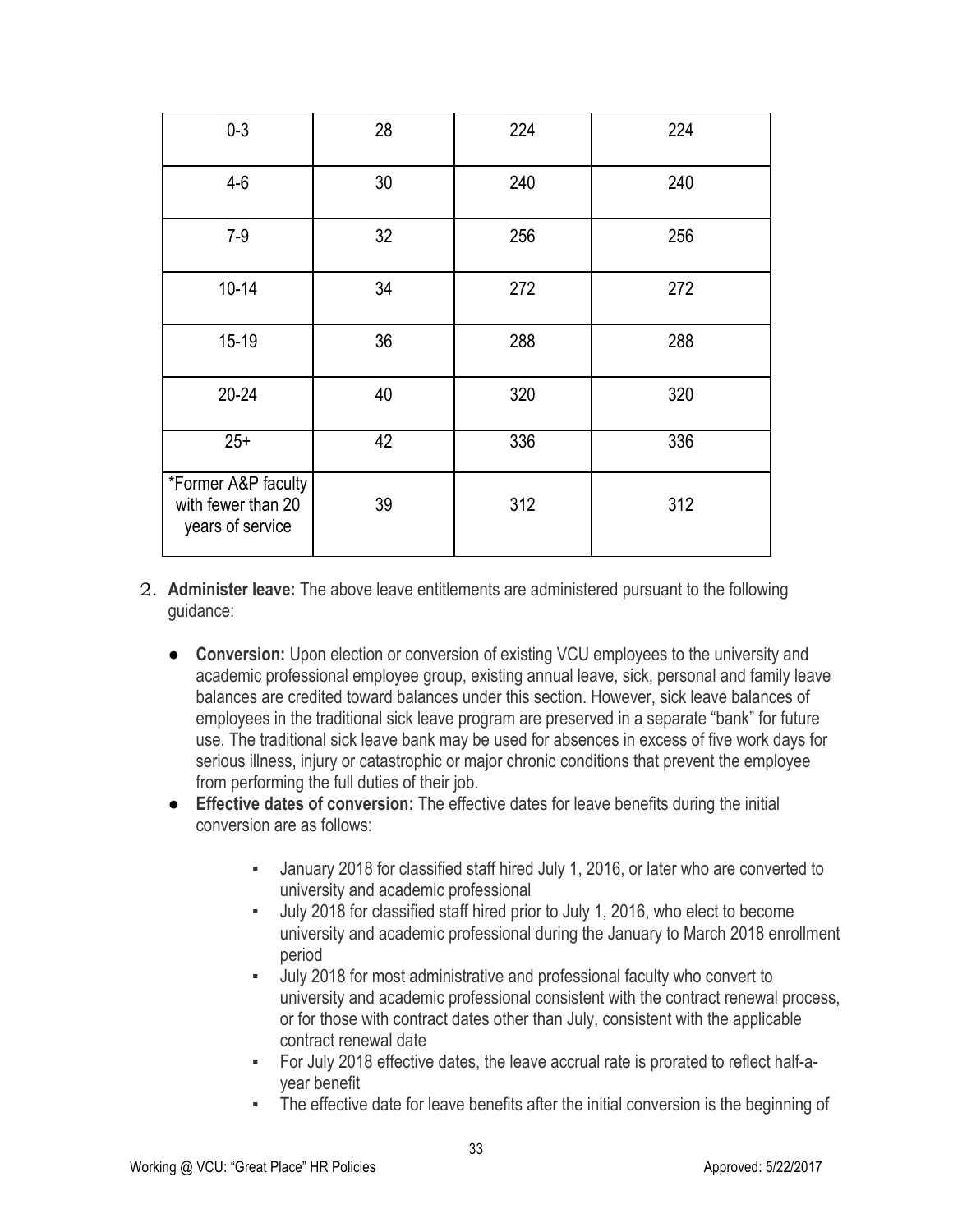| 0-3 | 28 | 224 | 224 |
|---|---|---|---|
| 4-6 | 30 | 240 | 240 |
| 7-9 | 32 | 256 | 256 |
| 10-14 | 34 | 272 | 272 |
| 15-19 | 36 | 288 | 288 |
| 20-24 | 40 | 320 | 320 |
| 25+ | 42 | 336 | 336 |
| *Former A&P faculty with fewer than 20 years of service | 39 | 312 | 312 |

2. **Administer leave:** The above leave entitlements are administered pursuant to the following guidance:

    - **Conversion:** Upon election or conversion of existing VCU employees to the university and academic professional employee group, existing annual leave, sick, personal and family leave balances are credited toward balances under this section. However, sick leave balances of employees in the traditional sick leave program are preserved in a separate "bank" for future use. The traditional sick leave bank may be used for absences in excess of five work days for serious illness, injury or catastrophic or major chronic conditions that prevent the employee from performing the full duties of their job.
    - **Effective dates of conversion:** The effective dates for leave benefits during the initial conversion are as follows:
        - January 2018 for classified staff hired July 1, 2016, or later who are converted to university and academic professional
        - July 2018 for classified staff hired prior to July 1, 2016, who elect to become university and academic professional during the January to March 2018 enrollment period
        - July 2018 for most administrative and professional faculty who convert to university and academic professional consistent with the contract renewal process, or for those with contract dates other than July, consistent with the applicable contract renewal date
        - For July 2018 effective dates, the leave accrual rate is prorated to reflect half-a-year benefit
        - The effective date for leave benefits after the initial conversion is the beginning of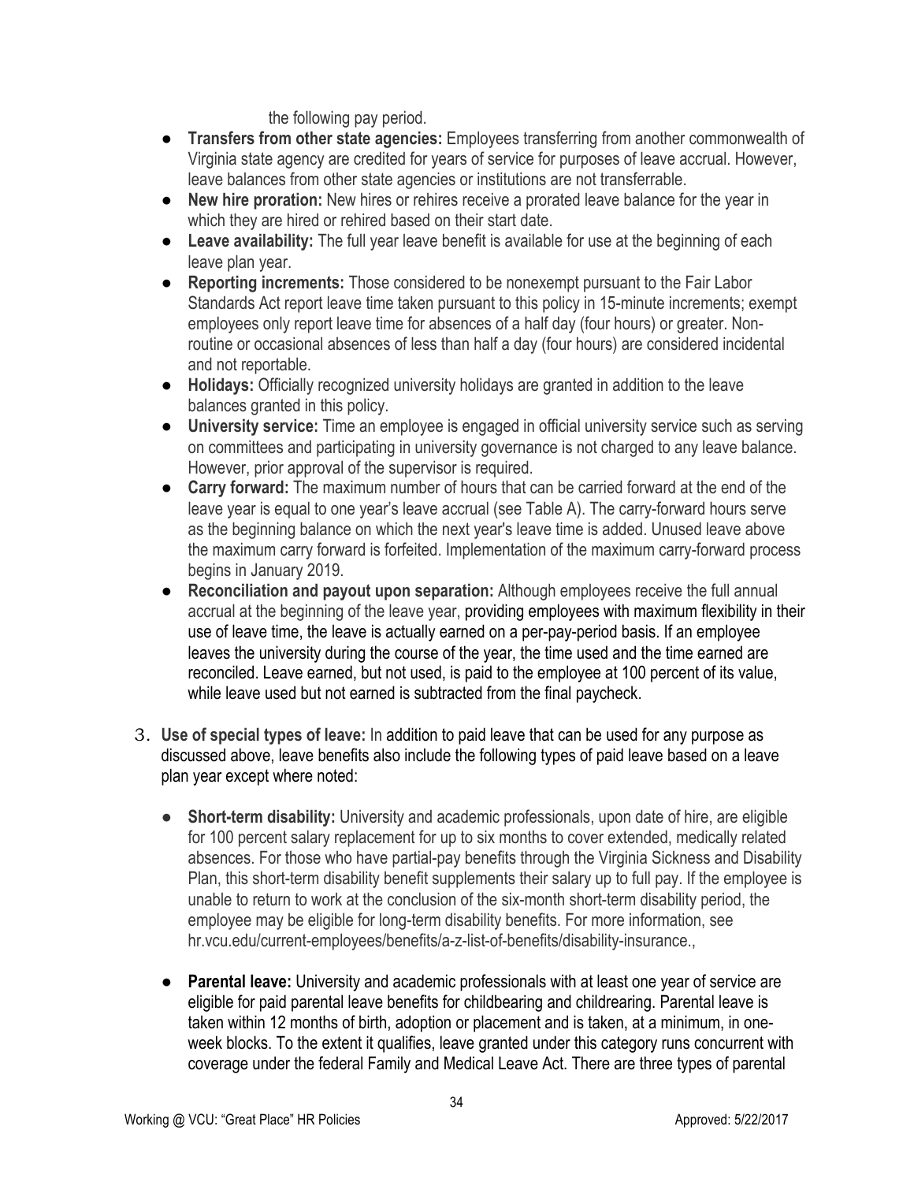the following pay period.

- **Transfers from other state agencies:** Employees transferring from another commonwealth of Virginia state agency are credited for years of service for purposes of leave accrual. However, leave balances from other state agencies or institutions are not transferrable.
- **New hire proration:** New hires or rehires receive a prorated leave balance for the year in which they are hired or rehired based on their start date.
- **Leave availability:** The full year leave benefit is available for use at the beginning of each leave plan year.
- **Reporting increments:** Those considered to be nonexempt pursuant to the Fair Labor Standards Act report leave time taken pursuant to this policy in 15-minute increments; exempt employees only report leave time for absences of a half day (four hours) or greater. Non-routine or occasional absences of less than half a day (four hours) are considered incidental and not reportable.
- **Holidays:** Officially recognized university holidays are granted in addition to the leave balances granted in this policy.
- **University service:** Time an employee is engaged in official university service such as serving on committees and participating in university governance is not charged to any leave balance. However, prior approval of the supervisor is required.
- **Carry forward:** The maximum number of hours that can be carried forward at the end of the leave year is equal to one year's leave accrual (see Table A). The carry-forward hours serve as the beginning balance on which the next year's leave time is added. Unused leave above the maximum carry forward is forfeited. Implementation of the maximum carry-forward process begins in January 2019.
- **Reconciliation and payout upon separation:** Although employees receive the full annual accrual at the beginning of the leave year, providing employees with maximum flexibility in their use of leave time, the leave is actually earned on a per-pay-period basis. If an employee leaves the university during the course of the year, the time used and the time earned are reconciled. Leave earned, but not used, is paid to the employee at 100 percent of its value, while leave used but not earned is subtracted from the final paycheck.

3. **Use of special types of leave:** In addition to paid leave that can be used for any purpose as discussed above, leave benefits also include the following types of paid leave based on a leave plan year except where noted:

   - **Short-term disability:** University and academic professionals, upon date of hire, are eligible for 100 percent salary replacement for up to six months to cover extended, medically related absences. For those who have partial-pay benefits through the Virginia Sickness and Disability Plan, this short-term disability benefit supplements their salary up to full pay. If the employee is unable to return to work at the conclusion of the six-month short-term disability period, the employee may be eligible for long-term disability benefits. For more information, see hr.vcu.edu/current-employees/benefits/a-z-list-of-benefits/disability-insurance.,

   - **Parental leave:** University and academic professionals with at least one year of service are eligible for paid parental leave benefits for childbearing and childrearing. Parental leave is taken within 12 months of birth, adoption or placement and is taken, at a minimum, in one-week blocks. To the extent it qualifies, leave granted under this category runs concurrent with coverage under the federal Family and Medical Leave Act. There are three types of parental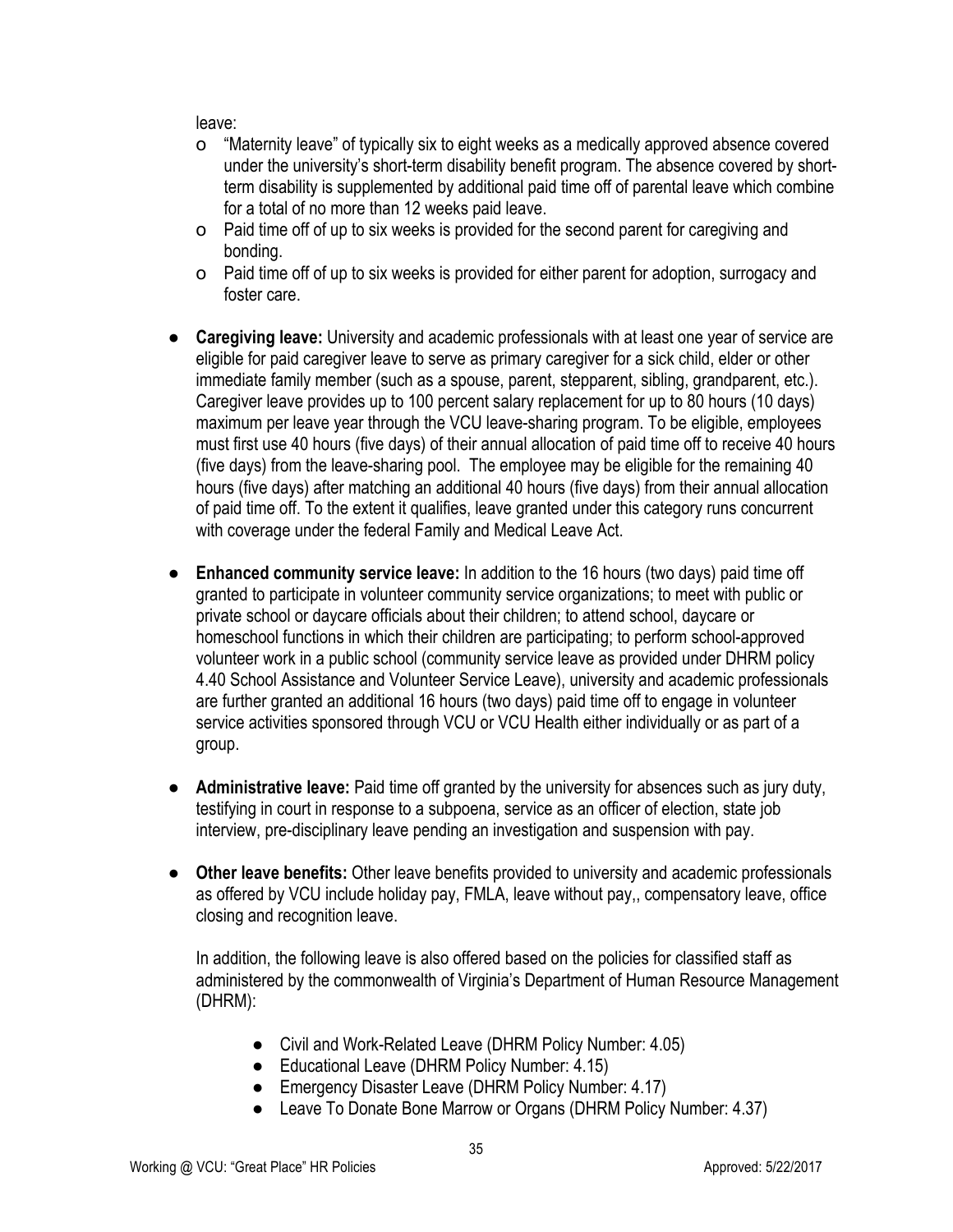leave:

- "Maternity leave" of typically six to eight weeks as a medically approved absence covered under the university's short-term disability benefit program. The absence covered by short-term disability is supplemented by additional paid time off of parental leave which combine for a total of no more than 12 weeks paid leave.
- Paid time off of up to six weeks is provided for the second parent for caregiving and bonding.
- Paid time off of up to six weeks is provided for either parent for adoption, surrogacy and foster care.

- **Caregiving leave:** University and academic professionals with at least one year of service are eligible for paid caregiver leave to serve as primary caregiver for a sick child, elder or other immediate family member (such as a spouse, parent, stepparent, sibling, grandparent, etc.). Caregiver leave provides up to 100 percent salary replacement for up to 80 hours (10 days) maximum per leave year through the VCU leave-sharing program. To be eligible, employees must first use 40 hours (five days) of their annual allocation of paid time off to receive 40 hours (five days) from the leave-sharing pool. The employee may be eligible for the remaining 40 hours (five days) after matching an additional 40 hours (five days) from their annual allocation of paid time off. To the extent it qualifies, leave granted under this category runs concurrent with coverage under the federal Family and Medical Leave Act.

- **Enhanced community service leave:** In addition to the 16 hours (two days) paid time off granted to participate in volunteer community service organizations; to meet with public or private school or daycare officials about their children; to attend school, daycare or homeschool functions in which their children are participating; to perform school-approved volunteer work in a public school (community service leave as provided under DHRM policy 4.40 School Assistance and Volunteer Service Leave), university and academic professionals are further granted an additional 16 hours (two days) paid time off to engage in volunteer service activities sponsored through VCU or VCU Health either individually or as part of a group.

- **Administrative leave:** Paid time off granted by the university for absences such as jury duty, testifying in court in response to a subpoena, service as an officer of election, state job interview, pre-disciplinary leave pending an investigation and suspension with pay.

- **Other leave benefits:** Other leave benefits provided to university and academic professionals as offered by VCU include holiday pay, FMLA, leave without pay,, compensatory leave, office closing and recognition leave.

  In addition, the following leave is also offered based on the policies for classified staff as administered by the commonwealth of Virginia's Department of Human Resource Management (DHRM):

  - Civil and Work-Related Leave (DHRM Policy Number: 4.05)
  - Educational Leave (DHRM Policy Number: 4.15)
  - Emergency Disaster Leave (DHRM Policy Number: 4.17)
  - Leave To Donate Bone Marrow or Organs (DHRM Policy Number: 4.37)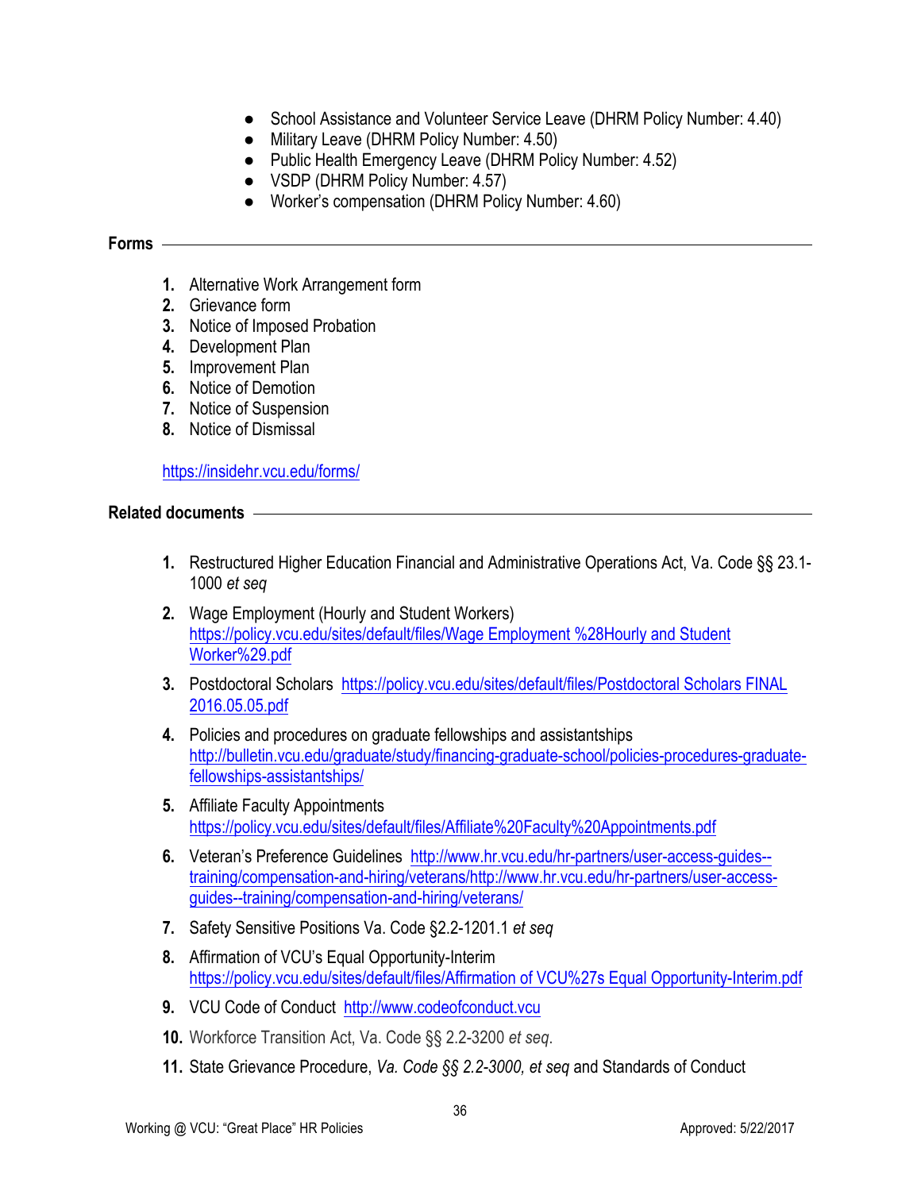- School Assistance and Volunteer Service Leave (DHRM Policy Number: 4.40)
- Military Leave (DHRM Policy Number: 4.50)
- Public Health Emergency Leave (DHRM Policy Number: 4.52)
- VSDP (DHRM Policy Number: 4.57)
- Worker's compensation (DHRM Policy Number: 4.60)

## Forms

1. Alternative Work Arrangement form
2. Grievance form
3. Notice of Imposed Probation
4. Development Plan
5. Improvement Plan
6. Notice of Demotion
7. Notice of Suspension
8. Notice of Dismissal

https://insidehr.vcu.edu/forms/

## Related documents

1. Restructured Higher Education Financial and Administrative Operations Act, Va. Code §§ 23.1-1000 *et seq*
2. Wage Employment (Hourly and Student Workers) https://policy.vcu.edu/sites/default/files/Wage Employment %28Hourly and Student Worker%29.pdf
3. Postdoctoral Scholars https://policy.vcu.edu/sites/default/files/Postdoctoral Scholars FINAL 2016.05.05.pdf
4. Policies and procedures on graduate fellowships and assistantships http://bulletin.vcu.edu/graduate/study/financing-graduate-school/policies-procedures-graduate-fellowships-assistantships/
5. Affiliate Faculty Appointments https://policy.vcu.edu/sites/default/files/Affiliate%20Faculty%20Appointments.pdf
6. Veteran's Preference Guidelines http://www.hr.vcu.edu/hr-partners/user-access-guides--training/compensation-and-hiring/veterans/http://www.hr.vcu.edu/hr-partners/user-access-guides--training/compensation-and-hiring/veterans/
7. Safety Sensitive Positions Va. Code §2.2-1201.1 *et seq*
8. Affirmation of VCU's Equal Opportunity-Interim https://policy.vcu.edu/sites/default/files/Affirmation of VCU%27s Equal Opportunity-Interim.pdf
9. VCU Code of Conduct http://www.codeofconduct.vcu
10. Workforce Transition Act, Va. Code §§ 2.2-3200 *et seq*.
11. State Grievance Procedure, *Va. Code §§ 2.2-3000, et seq* and Standards of Conduct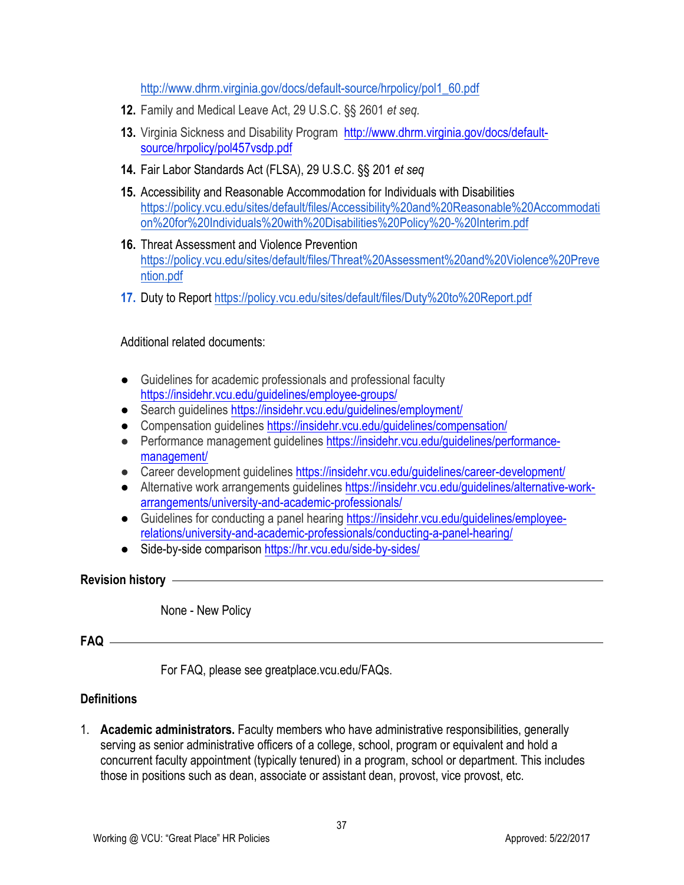http://www.dhrm.virginia.gov/docs/default-source/hrpolicy/pol1_60.pdf

12. Family and Medical Leave Act, 29 U.S.C. §§ 2601 *et seq.*
13. Virginia Sickness and Disability Program http://www.dhrm.virginia.gov/docs/default-source/hrpolicy/pol457vsdp.pdf
14. Fair Labor Standards Act (FLSA), 29 U.S.C. §§ 201 *et seq*
15. Accessibility and Reasonable Accommodation for Individuals with Disabilities https://policy.vcu.edu/sites/default/files/Accessibility%20and%20Reasonable%20Accommodation%20for%20Individuals%20with%20Disabilities%20Policy%20-%20Interim.pdf
16. Threat Assessment and Violence Prevention https://policy.vcu.edu/sites/default/files/Threat%20Assessment%20and%20Violence%20Prevention.pdf
17. Duty to Report https://policy.vcu.edu/sites/default/files/Duty%20to%20Report.pdf

Additional related documents:

- Guidelines for academic professionals and professional faculty https://insidehr.vcu.edu/guidelines/employee-groups/
- Search guidelines https://insidehr.vcu.edu/guidelines/employment/
- Compensation guidelines https://insidehr.vcu.edu/guidelines/compensation/
- Performance management guidelines https://insidehr.vcu.edu/guidelines/performance-management/
- Career development guidelines https://insidehr.vcu.edu/guidelines/career-development/
- Alternative work arrangements guidelines https://insidehr.vcu.edu/guidelines/alternative-work-arrangements/university-and-academic-professionals/
- Guidelines for conducting a panel hearing https://insidehr.vcu.edu/guidelines/employee-relations/university-and-academic-professionals/conducting-a-panel-hearing/
- Side-by-side comparison https://hr.vcu.edu/side-by-sides/

**Revision history**

None - New Policy

**FAQ**

For FAQ, please see greatplace.vcu.edu/FAQs.

**Definitions**

1. **Academic administrators.** Faculty members who have administrative responsibilities, generally serving as senior administrative officers of a college, school, program or equivalent and hold a concurrent faculty appointment (typically tenured) in a program, school or department. This includes those in positions such as dean, associate or assistant dean, provost, vice provost, etc.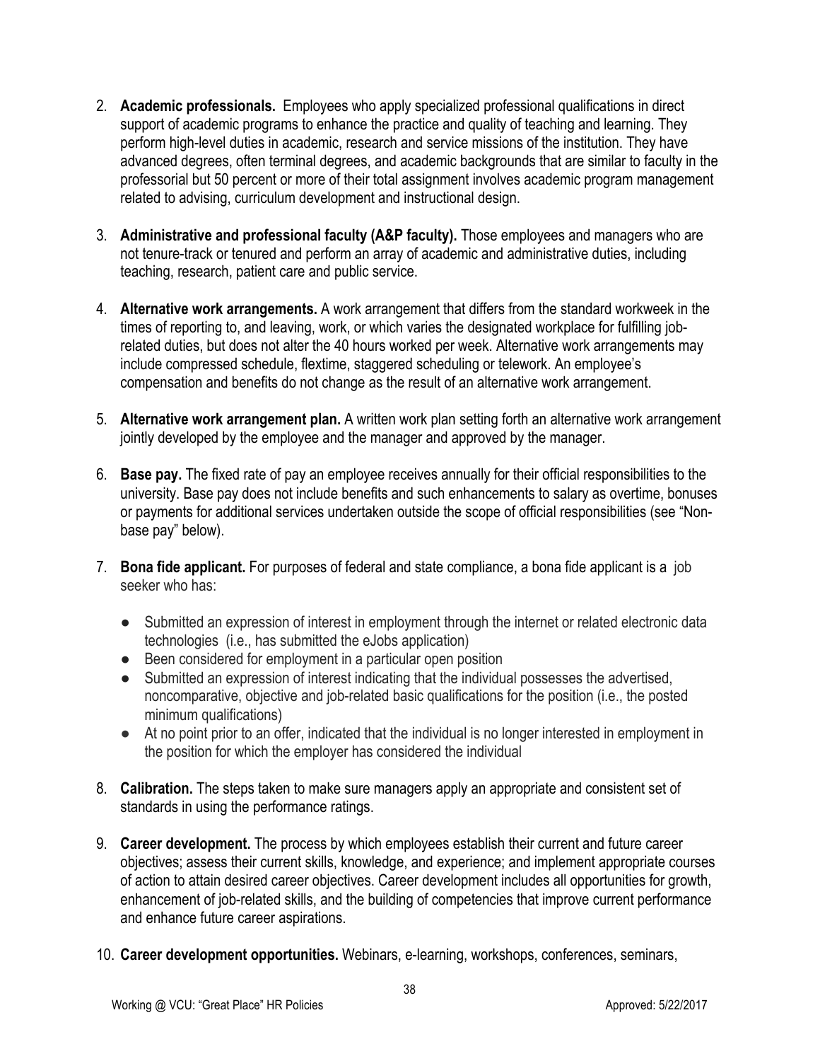2. **Academic professionals.** Employees who apply specialized professional qualifications in direct support of academic programs to enhance the practice and quality of teaching and learning. They perform high-level duties in academic, research and service missions of the institution. They have advanced degrees, often terminal degrees, and academic backgrounds that are similar to faculty in the professorial but 50 percent or more of their total assignment involves academic program management related to advising, curriculum development and instructional design.

3. **Administrative and professional faculty (A&P faculty).** Those employees and managers who are not tenure-track or tenured and perform an array of academic and administrative duties, including teaching, research, patient care and public service.

4. **Alternative work arrangements.** A work arrangement that differs from the standard workweek in the times of reporting to, and leaving, work, or which varies the designated workplace for fulfilling job-related duties, but does not alter the 40 hours worked per week. Alternative work arrangements may include compressed schedule, flextime, staggered scheduling or telework. An employee's compensation and benefits do not change as the result of an alternative work arrangement.

5. **Alternative work arrangement plan.** A written work plan setting forth an alternative work arrangement jointly developed by the employee and the manager and approved by the manager.

6. **Base pay.** The fixed rate of pay an employee receives annually for their official responsibilities to the university. Base pay does not include benefits and such enhancements to salary as overtime, bonuses or payments for additional services undertaken outside the scope of official responsibilities (see "Non-base pay" below).

7. **Bona fide applicant.** For purposes of federal and state compliance, a bona fide applicant is a job seeker who has:

   - Submitted an expression of interest in employment through the internet or related electronic data technologies (i.e., has submitted the eJobs application)
   - Been considered for employment in a particular open position
   - Submitted an expression of interest indicating that the individual possesses the advertised, noncomparative, objective and job-related basic qualifications for the position (i.e., the posted minimum qualifications)
   - At no point prior to an offer, indicated that the individual is no longer interested in employment in the position for which the employer has considered the individual

8. **Calibration.** The steps taken to make sure managers apply an appropriate and consistent set of standards in using the performance ratings.

9. **Career development.** The process by which employees establish their current and future career objectives; assess their current skills, knowledge, and experience; and implement appropriate courses of action to attain desired career objectives. Career development includes all opportunities for growth, enhancement of job-related skills, and the building of competencies that improve current performance and enhance future career aspirations.

10. **Career development opportunities.** Webinars, e-learning, workshops, conferences, seminars,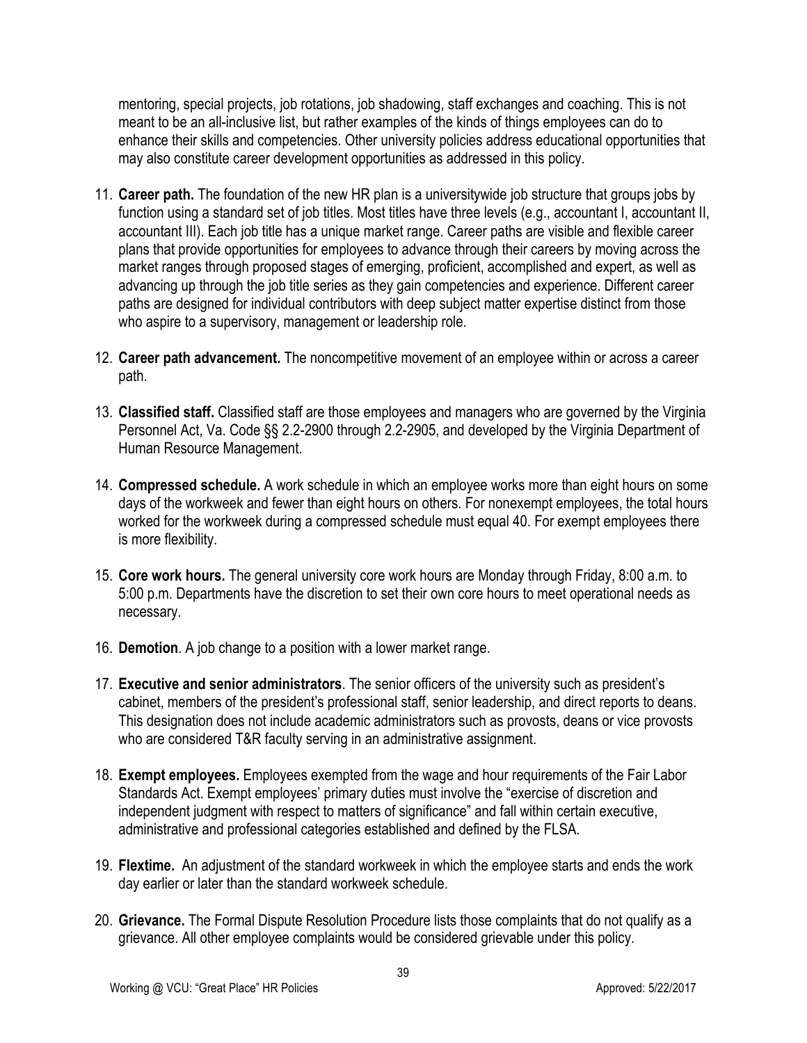mentoring, special projects, job rotations, job shadowing, staff exchanges and coaching. This is not meant to be an all-inclusive list, but rather examples of the kinds of things employees can do to enhance their skills and competencies. Other university policies address educational opportunities that may also constitute career development opportunities as addressed in this policy.

11. **Career path.** The foundation of the new HR plan is a universitywide job structure that groups jobs by function using a standard set of job titles. Most titles have three levels (e.g., accountant I, accountant II, accountant III). Each job title has a unique market range. Career paths are visible and flexible career plans that provide opportunities for employees to advance through their careers by moving across the market ranges through proposed stages of emerging, proficient, accomplished and expert, as well as advancing up through the job title series as they gain competencies and experience. Different career paths are designed for individual contributors with deep subject matter expertise distinct from those who aspire to a supervisory, management or leadership role.

12. **Career path advancement.** The noncompetitive movement of an employee within or across a career path.

13. **Classified staff.** Classified staff are those employees and managers who are governed by the Virginia Personnel Act, Va. Code §§ 2.2-2900 through 2.2-2905, and developed by the Virginia Department of Human Resource Management.

14. **Compressed schedule.** A work schedule in which an employee works more than eight hours on some days of the workweek and fewer than eight hours on others. For nonexempt employees, the total hours worked for the workweek during a compressed schedule must equal 40. For exempt employees there is more flexibility.

15. **Core work hours.** The general university core work hours are Monday through Friday, 8:00 a.m. to 5:00 p.m. Departments have the discretion to set their own core hours to meet operational needs as necessary.

16. **Demotion**. A job change to a position with a lower market range.

17. **Executive and senior administrators**. The senior officers of the university such as president's cabinet, members of the president's professional staff, senior leadership, and direct reports to deans. This designation does not include academic administrators such as provosts, deans or vice provosts who are considered T&R faculty serving in an administrative assignment.

18. **Exempt employees.** Employees exempted from the wage and hour requirements of the Fair Labor Standards Act. Exempt employees' primary duties must involve the "exercise of discretion and independent judgment with respect to matters of significance" and fall within certain executive, administrative and professional categories established and defined by the FLSA.

19. **Flextime.** An adjustment of the standard workweek in which the employee starts and ends the work day earlier or later than the standard workweek schedule.

20. **Grievance.** The Formal Dispute Resolution Procedure lists those complaints that do not qualify as a grievance. All other employee complaints would be considered grievable under this policy.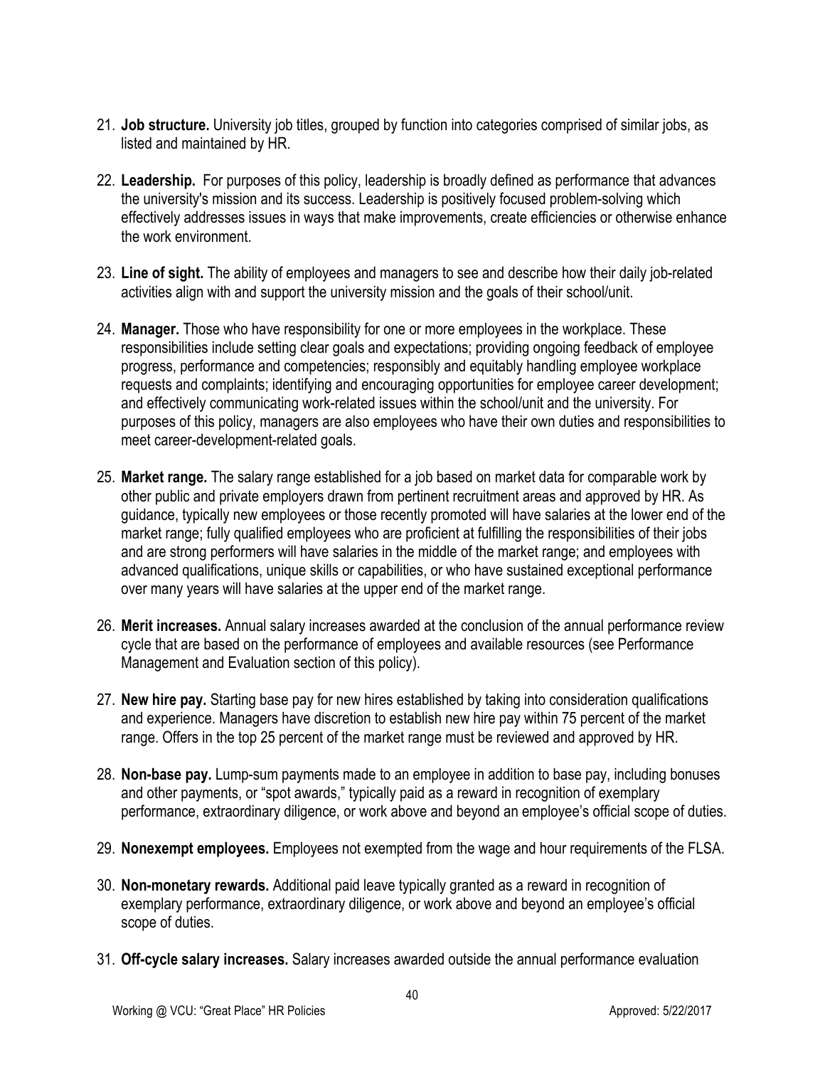21. **Job structure.** University job titles, grouped by function into categories comprised of similar jobs, as listed and maintained by HR.

22. **Leadership.** For purposes of this policy, leadership is broadly defined as performance that advances the university's mission and its success. Leadership is positively focused problem-solving which effectively addresses issues in ways that make improvements, create efficiencies or otherwise enhance the work environment.

23. **Line of sight.** The ability of employees and managers to see and describe how their daily job-related activities align with and support the university mission and the goals of their school/unit.

24. **Manager.** Those who have responsibility for one or more employees in the workplace. These responsibilities include setting clear goals and expectations; providing ongoing feedback of employee progress, performance and competencies; responsibly and equitably handling employee workplace requests and complaints; identifying and encouraging opportunities for employee career development; and effectively communicating work-related issues within the school/unit and the university. For purposes of this policy, managers are also employees who have their own duties and responsibilities to meet career-development-related goals.

25. **Market range.** The salary range established for a job based on market data for comparable work by other public and private employers drawn from pertinent recruitment areas and approved by HR. As guidance, typically new employees or those recently promoted will have salaries at the lower end of the market range; fully qualified employees who are proficient at fulfilling the responsibilities of their jobs and are strong performers will have salaries in the middle of the market range; and employees with advanced qualifications, unique skills or capabilities, or who have sustained exceptional performance over many years will have salaries at the upper end of the market range.

26. **Merit increases.** Annual salary increases awarded at the conclusion of the annual performance review cycle that are based on the performance of employees and available resources (see Performance Management and Evaluation section of this policy).

27. **New hire pay.** Starting base pay for new hires established by taking into consideration qualifications and experience. Managers have discretion to establish new hire pay within 75 percent of the market range. Offers in the top 25 percent of the market range must be reviewed and approved by HR.

28. **Non-base pay.** Lump-sum payments made to an employee in addition to base pay, including bonuses and other payments, or "spot awards," typically paid as a reward in recognition of exemplary performance, extraordinary diligence, or work above and beyond an employee's official scope of duties.

29. **Nonexempt employees.** Employees not exempted from the wage and hour requirements of the FLSA.

30. **Non-monetary rewards.** Additional paid leave typically granted as a reward in recognition of exemplary performance, extraordinary diligence, or work above and beyond an employee's official scope of duties.

31. **Off-cycle salary increases.** Salary increases awarded outside the annual performance evaluation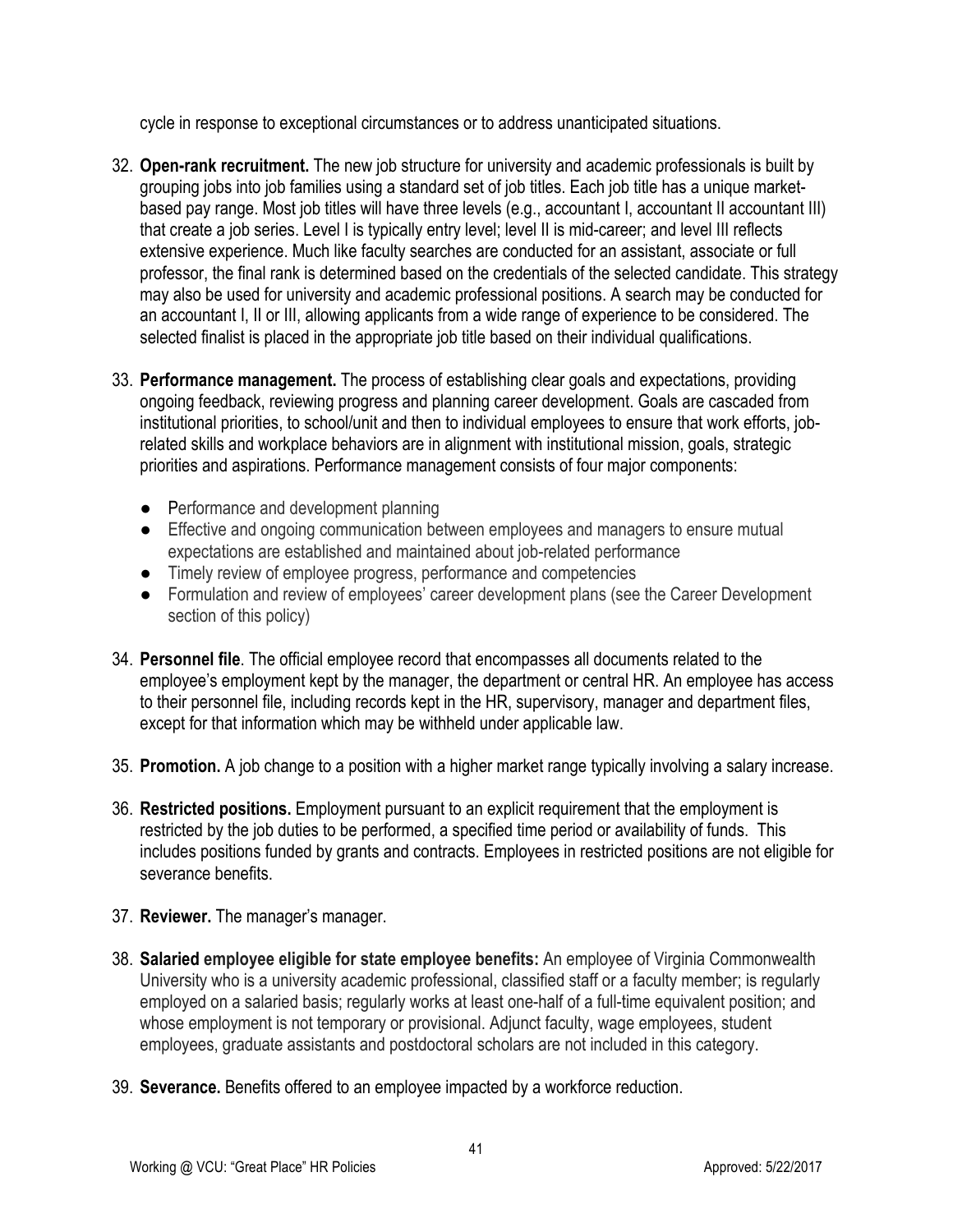cycle in response to exceptional circumstances or to address unanticipated situations.

32. **Open-rank recruitment.** The new job structure for university and academic professionals is built by grouping jobs into job families using a standard set of job titles. Each job title has a unique market-based pay range. Most job titles will have three levels (e.g., accountant I, accountant II accountant III) that create a job series. Level I is typically entry level; level II is mid-career; and level III reflects extensive experience. Much like faculty searches are conducted for an assistant, associate or full professor, the final rank is determined based on the credentials of the selected candidate. This strategy may also be used for university and academic professional positions. A search may be conducted for an accountant I, II or III, allowing applicants from a wide range of experience to be considered. The selected finalist is placed in the appropriate job title based on their individual qualifications.

33. **Performance management.** The process of establishing clear goals and expectations, providing ongoing feedback, reviewing progress and planning career development. Goals are cascaded from institutional priorities, to school/unit and then to individual employees to ensure that work efforts, job-related skills and workplace behaviors are in alignment with institutional mission, goals, strategic priorities and aspirations. Performance management consists of four major components:
    - Performance and development planning
    - Effective and ongoing communication between employees and managers to ensure mutual expectations are established and maintained about job-related performance
    - Timely review of employee progress, performance and competencies
    - Formulation and review of employees' career development plans (see the Career Development section of this policy)

34. **Personnel file**. The official employee record that encompasses all documents related to the employee's employment kept by the manager, the department or central HR. An employee has access to their personnel file, including records kept in the HR, supervisory, manager and department files, except for that information which may be withheld under applicable law.

35. **Promotion.** A job change to a position with a higher market range typically involving a salary increase.

36. **Restricted positions.** Employment pursuant to an explicit requirement that the employment is restricted by the job duties to be performed, a specified time period or availability of funds. This includes positions funded by grants and contracts. Employees in restricted positions are not eligible for severance benefits.

37. **Reviewer.** The manager's manager.

38. **Salaried employee eligible for state employee benefits:** An employee of Virginia Commonwealth University who is a university academic professional, classified staff or a faculty member; is regularly employed on a salaried basis; regularly works at least one-half of a full-time equivalent position; and whose employment is not temporary or provisional. Adjunct faculty, wage employees, student employees, graduate assistants and postdoctoral scholars are not included in this category.

39. **Severance.** Benefits offered to an employee impacted by a workforce reduction.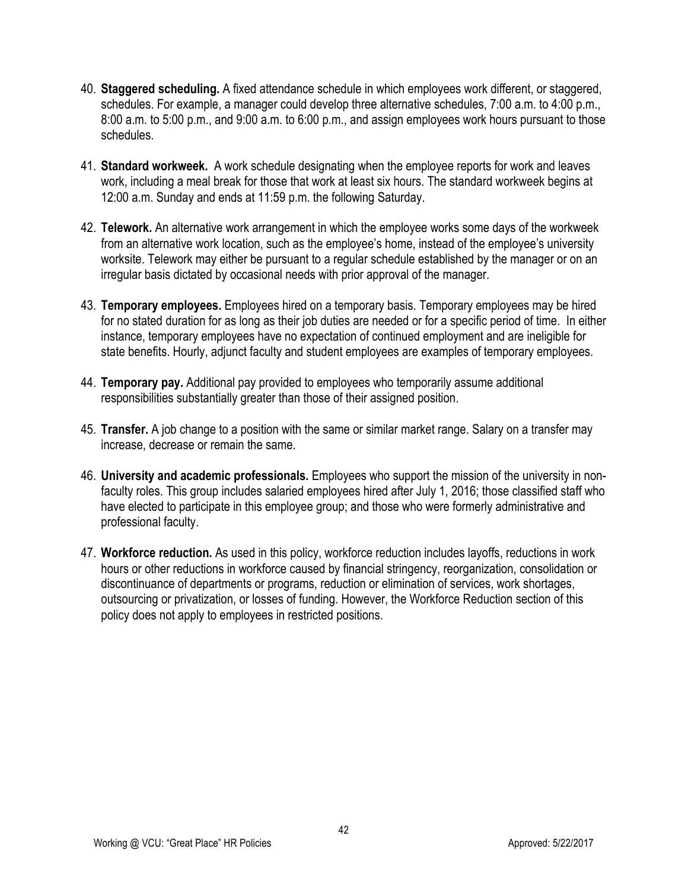40. **Staggered scheduling.** A fixed attendance schedule in which employees work different, or staggered, schedules. For example, a manager could develop three alternative schedules, 7:00 a.m. to 4:00 p.m., 8:00 a.m. to 5:00 p.m., and 9:00 a.m. to 6:00 p.m., and assign employees work hours pursuant to those schedules.

41. **Standard workweek.** A work schedule designating when the employee reports for work and leaves work, including a meal break for those that work at least six hours. The standard workweek begins at 12:00 a.m. Sunday and ends at 11:59 p.m. the following Saturday.

42. **Telework.** An alternative work arrangement in which the employee works some days of the workweek from an alternative work location, such as the employee's home, instead of the employee's university worksite. Telework may either be pursuant to a regular schedule established by the manager or on an irregular basis dictated by occasional needs with prior approval of the manager.

43. **Temporary employees.** Employees hired on a temporary basis. Temporary employees may be hired for no stated duration for as long as their job duties are needed or for a specific period of time. In either instance, temporary employees have no expectation of continued employment and are ineligible for state benefits. Hourly, adjunct faculty and student employees are examples of temporary employees.

44. **Temporary pay.** Additional pay provided to employees who temporarily assume additional responsibilities substantially greater than those of their assigned position.

45. **Transfer.** A job change to a position with the same or similar market range. Salary on a transfer may increase, decrease or remain the same.

46. **University and academic professionals.** Employees who support the mission of the university in non-faculty roles. This group includes salaried employees hired after July 1, 2016; those classified staff who have elected to participate in this employee group; and those who were formerly administrative and professional faculty.

47. **Workforce reduction.** As used in this policy, workforce reduction includes layoffs, reductions in work hours or other reductions in workforce caused by financial stringency, reorganization, consolidation or discontinuance of departments or programs, reduction or elimination of services, work shortages, outsourcing or privatization, or losses of funding. However, the Workforce Reduction section of this policy does not apply to employees in restricted positions.